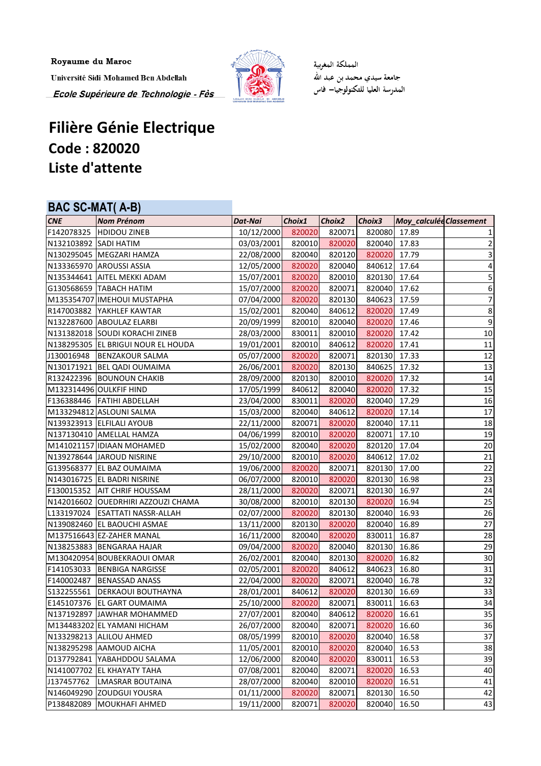Royaume du Maroc

Université Sidi Mohamed Ben Abdellah

*Ecole Supérieure de Technologie - Fès*

المملكة المغربية

جامعة سيدي محمد بن عبد الله

المدرسة العليا للتكنولوجيا– فاس

# Filière Génie Electrique

## Code : 820020

## Liste d'attente

### BAC SC-MAT( A-B)

| CNE | Nom Prénom | Dat-Nai | Choix1 | Choix2 | Choix3 | Moy_calculée | Classement |
|---|---|---|---|---|---|---|---|
| F142078325 | HDIDOU ZINEB | 10/12/2000 | 820020 | 820071 | 820080 | 17.89 | 1 |
| N132103892 | SADI HATIM | 03/03/2001 | 820010 | 820020 | 820040 | 17.83 | 2 |
| N130295045 | MEGZARI HAMZA | 22/08/2000 | 820040 | 820120 | 820020 | 17.79 | 3 |
| N133365970 | AROUSSI ASSIA | 12/05/2000 | 820020 | 820040 | 840612 | 17.64 | 4 |
| N135344641 | AITEL MEKKI ADAM | 15/07/2001 | 820020 | 820010 | 820130 | 17.64 | 5 |
| G130568659 | TABACH HATIM | 15/07/2000 | 820020 | 820071 | 820040 | 17.62 | 6 |
| M135354707 | IMEHOUI MUSTAPHA | 07/04/2000 | 820020 | 820130 | 840623 | 17.59 | 7 |
| R147003882 | YAKHLEF KAWTAR | 15/02/2001 | 820040 | 840612 | 820020 | 17.49 | 8 |
| N132287600 | ABOULAZ ELARBI | 20/09/1999 | 820010 | 820040 | 820020 | 17.46 | 9 |
| N131382018 | SOUDI KORACHI ZINEB | 28/03/2000 | 830011 | 820010 | 820020 | 17.42 | 10 |
| N138295305 | EL BRIGUI NOUR EL HOUDA | 19/01/2001 | 820010 | 840612 | 820020 | 17.41 | 11 |
| J130016948 | BENZAKOUR SALMA | 05/07/2000 | 820020 | 820071 | 820130 | 17.33 | 12 |
| N130171921 | BEL QADI OUMAIMA | 26/06/2001 | 820020 | 820130 | 840625 | 17.32 | 13 |
| R132422396 | BOUNOUN CHAKIB | 28/09/2000 | 820130 | 820010 | 820020 | 17.32 | 14 |
| M132314496 | OULKFIF HIND | 17/05/1999 | 840612 | 820040 | 820020 | 17.32 | 15 |
| F136388446 | FATIHI ABDELLAH | 23/04/2000 | 830011 | 820020 | 820040 | 17.29 | 16 |
| M133294812 | ASLOUNI SALMA | 15/03/2000 | 820040 | 840612 | 820020 | 17.14 | 17 |
| N139323913 | ELFILALI AYOUB | 22/11/2000 | 820071 | 820020 | 820040 | 17.11 | 18 |
| N137130410 | AMELLAL HAMZA | 04/06/1999 | 820010 | 820020 | 820071 | 17.10 | 19 |
| M141021157 | IDIAAN MOHAMED | 15/02/2000 | 820040 | 820020 | 820120 | 17.04 | 20 |
| N139278644 | JAROUD NISRINE | 29/10/2000 | 820010 | 820020 | 840612 | 17.02 | 21 |
| G139568377 | EL BAZ OUMAIMA | 19/06/2000 | 820020 | 820071 | 820130 | 17.00 | 22 |
| N143016725 | EL BADRI NISRINE | 06/07/2000 | 820010 | 820020 | 820130 | 16.98 | 23 |
| F130015352 | AIT CHRIF HOUSSAM | 28/11/2000 | 820020 | 820071 | 820130 | 16.97 | 24 |
| N142016602 | OUEDRHIRI AZZOUZI CHAMA | 30/08/2000 | 820010 | 820130 | 820020 | 16.94 | 25 |
| L133197024 | ESATTATI NASSR-ALLAH | 02/07/2000 | 820020 | 820130 | 820040 | 16.93 | 26 |
| N139082460 | EL BAOUCHI ASMAE | 13/11/2000 | 820130 | 820020 | 820040 | 16.89 | 27 |
| M137516643 | EZ-ZAHER MANAL | 16/11/2000 | 820040 | 820020 | 830011 | 16.87 | 28 |
| N138253883 | BENGARAA HAJAR | 09/04/2000 | 820020 | 820040 | 820130 | 16.86 | 29 |
| M130420954 | BOUBEKRAOUI OMAR | 26/02/2001 | 820040 | 820130 | 820020 | 16.82 | 30 |
| F141053033 | BENBIGA NARGISSE | 02/05/2001 | 820020 | 840612 | 840623 | 16.80 | 31 |
| F140002487 | BENASSAD ANASS | 22/04/2000 | 820020 | 820071 | 820040 | 16.78 | 32 |
| S132255561 | DERKAOUI BOUTHAYNA | 28/01/2001 | 840612 | 820020 | 820130 | 16.69 | 33 |
| E145107376 | EL GART OUMAIMA | 25/10/2000 | 820020 | 820071 | 830011 | 16.63 | 34 |
| N137192897 | JAWHAR MOHAMMED | 27/07/2001 | 820040 | 840612 | 820020 | 16.61 | 35 |
| M134483202 | EL YAMANI HICHAM | 26/07/2000 | 820040 | 820071 | 820020 | 16.60 | 36 |
| N133298213 | ALILOU AHMED | 08/05/1999 | 820010 | 820020 | 820040 | 16.58 | 37 |
| N138295298 | AAMOUD AICHA | 11/05/2001 | 820010 | 820020 | 820040 | 16.53 | 38 |
| D137792841 | YABAHDDOU SALAMA | 12/06/2000 | 820040 | 820020 | 830011 | 16.53 | 39 |
| N141007702 | EL KHAYATY TAHA | 07/08/2001 | 820040 | 820071 | 820020 | 16.53 | 40 |
| J137457762 | LMASRAR BOUTAINA | 28/07/2000 | 820040 | 820010 | 820020 | 16.51 | 41 |
| N146049290 | ZOUDGUI YOUSRA | 01/11/2000 | 820020 | 820071 | 820130 | 16.50 | 42 |
| P138482089 | MOUKHAFI AHMED | 19/11/2000 | 820071 | 820020 | 820040 | 16.50 | 43 |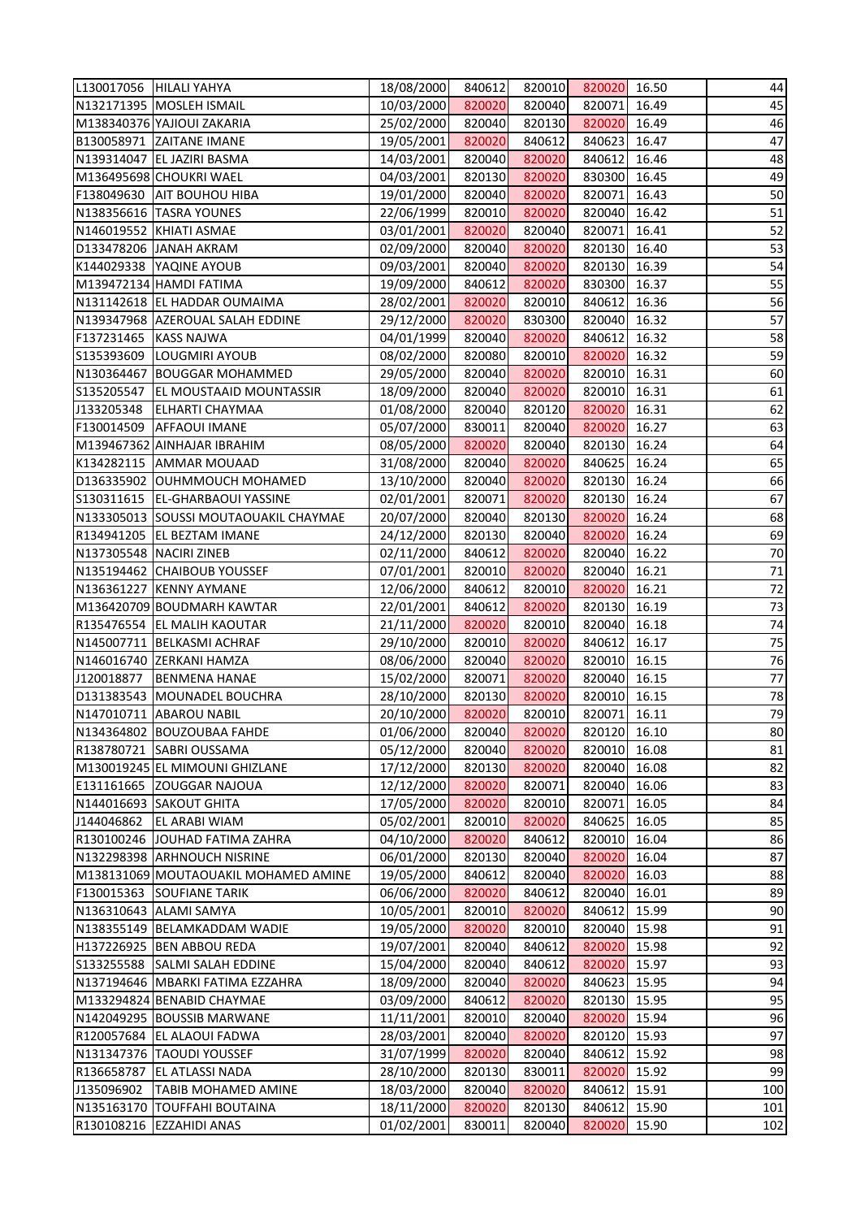| | | | | | | | |
|---|---|---|---|---|---|---|---|
| L130017056 | HILALI YAHYA | 18/08/2000 | 840612 | 820010 | 820020 | 16.50 | 44 |
| N132171395 | MOSLEH ISMAIL | 10/03/2000 | 820020 | 820040 | 820071 | 16.49 | 45 |
| M138340376 | YAJIOUI ZAKARIA | 25/02/2000 | 820040 | 820130 | 820020 | 16.49 | 46 |
| B130058971 | ZAITANE IMANE | 19/05/2001 | 820020 | 840612 | 840623 | 16.47 | 47 |
| N139314047 | EL JAZIRI BASMA | 14/03/2001 | 820040 | 820020 | 840612 | 16.46 | 48 |
| M136495698 | CHOUKRI WAEL | 04/03/2001 | 820130 | 820020 | 830300 | 16.45 | 49 |
| F138049630 | AIT BOUHOU HIBA | 19/01/2000 | 820040 | 820020 | 820071 | 16.43 | 50 |
| N138356616 | TASRA YOUNES | 22/06/1999 | 820010 | 820020 | 820040 | 16.42 | 51 |
| N146019552 | KHIATI ASMAE | 03/01/2001 | 820020 | 820040 | 820071 | 16.41 | 52 |
| D133478206 | JANAH AKRAM | 02/09/2000 | 820040 | 820020 | 820130 | 16.40 | 53 |
| K144029338 | YAQINE AYOUB | 09/03/2001 | 820040 | 820020 | 820130 | 16.39 | 54 |
| M139472134 | HAMDI FATIMA | 19/09/2000 | 840612 | 820020 | 830300 | 16.37 | 55 |
| N131142618 | EL HADDAR OUMAIMA | 28/02/2001 | 820020 | 820010 | 840612 | 16.36 | 56 |
| N139347968 | AZEROUAL SALAH EDDINE | 29/12/2000 | 820020 | 830300 | 820040 | 16.32 | 57 |
| F137231465 | KASS NAJWA | 04/01/1999 | 820040 | 820020 | 840612 | 16.32 | 58 |
| S135393609 | LOUGMIRI AYOUB | 08/02/2000 | 820080 | 820010 | 820020 | 16.32 | 59 |
| N130364467 | BOUGGAR MOHAMMED | 29/05/2000 | 820040 | 820020 | 820010 | 16.31 | 60 |
| S135205547 | EL MOUSTAAID MOUNTASSIR | 18/09/2000 | 820040 | 820020 | 820010 | 16.31 | 61 |
| J133205348 | ELHARTI CHAYMAA | 01/08/2000 | 820040 | 820120 | 820020 | 16.31 | 62 |
| F130014509 | AFFAOUI IMANE | 05/07/2000 | 830011 | 820040 | 820020 | 16.27 | 63 |
| M139467362 | AINHAJAR IBRAHIM | 08/05/2000 | 820020 | 820040 | 820130 | 16.24 | 64 |
| K134282115 | AMMAR MOUAAD | 31/08/2000 | 820040 | 820020 | 840625 | 16.24 | 65 |
| D136335902 | OUHMMOUCH MOHAMED | 13/10/2000 | 820040 | 820020 | 820130 | 16.24 | 66 |
| S130311615 | EL-GHARBAOUI YASSINE | 02/01/2001 | 820071 | 820020 | 820130 | 16.24 | 67 |
| N133305013 | SOUSSI MOUTAOUAKIL CHAYMAE | 20/07/2000 | 820040 | 820130 | 820020 | 16.24 | 68 |
| R134941205 | EL BEZTAM IMANE | 24/12/2000 | 820130 | 820040 | 820020 | 16.24 | 69 |
| N137305548 | NACIRI ZINEB | 02/11/2000 | 840612 | 820020 | 820040 | 16.22 | 70 |
| N135194462 | CHAIBOUB YOUSSEF | 07/01/2001 | 820010 | 820020 | 820040 | 16.21 | 71 |
| N136361227 | KENNY AYMANE | 12/06/2000 | 840612 | 820010 | 820020 | 16.21 | 72 |
| M136420709 | BOUDMARH KAWTAR | 22/01/2001 | 840612 | 820020 | 820130 | 16.19 | 73 |
| R135476554 | EL MALIH KAOUTAR | 21/11/2000 | 820020 | 820010 | 820040 | 16.18 | 74 |
| N145007711 | BELKASMI ACHRAF | 29/10/2000 | 820010 | 820020 | 840612 | 16.17 | 75 |
| N146016740 | ZERKANI HAMZA | 08/06/2000 | 820040 | 820020 | 820010 | 16.15 | 76 |
| J120018877 | BENMENA HANAE | 15/02/2000 | 820071 | 820020 | 820040 | 16.15 | 77 |
| D131383543 | MOUNADEL BOUCHRA | 28/10/2000 | 820130 | 820020 | 820010 | 16.15 | 78 |
| N147010711 | ABAROU NABIL | 20/10/2000 | 820020 | 820010 | 820071 | 16.11 | 79 |
| N134364802 | BOUZOUBAA FAHDE | 01/06/2000 | 820040 | 820020 | 820120 | 16.10 | 80 |
| R138780721 | SABRI OUSSAMA | 05/12/2000 | 820040 | 820020 | 820010 | 16.08 | 81 |
| M130019245 | EL MIMOUNI GHIZLANE | 17/12/2000 | 820130 | 820020 | 820040 | 16.08 | 82 |
| E131161665 | ZOUGGAR NAJOUA | 12/12/2000 | 820020 | 820071 | 820040 | 16.06 | 83 |
| N144016693 | SAKOUT GHITA | 17/05/2000 | 820020 | 820010 | 820071 | 16.05 | 84 |
| J144046862 | EL ARABI WIAM | 05/02/2001 | 820010 | 820020 | 840625 | 16.05 | 85 |
| R130100246 | JOUHAD FATIMA ZAHRA | 04/10/2000 | 820020 | 840612 | 820010 | 16.04 | 86 |
| N132298398 | ARHNOUCH NISRINE | 06/01/2000 | 820130 | 820040 | 820020 | 16.04 | 87 |
| M138131069 | MOUTAOUAKIL MOHAMED AMINE | 19/05/2000 | 840612 | 820040 | 820020 | 16.03 | 88 |
| F130015363 | SOUFIANE TARIK | 06/06/2000 | 820020 | 840612 | 820040 | 16.01 | 89 |
| N136310643 | ALAMI SAMYA | 10/05/2001 | 820010 | 820020 | 840612 | 15.99 | 90 |
| N138355149 | BELAMKADDAM WADIE | 19/05/2000 | 820020 | 820010 | 820040 | 15.98 | 91 |
| H137226925 | BEN ABBOU REDA | 19/07/2001 | 820040 | 840612 | 820020 | 15.98 | 92 |
| S133255588 | SALMI SALAH EDDINE | 15/04/2000 | 820040 | 840612 | 820020 | 15.97 | 93 |
| N137194646 | MBARKI FATIMA EZZAHRA | 18/09/2000 | 820040 | 820020 | 840623 | 15.95 | 94 |
| M133294824 | BENABID CHAYMAE | 03/09/2000 | 840612 | 820020 | 820130 | 15.95 | 95 |
| N142049295 | BOUSSIB MARWANE | 11/11/2001 | 820010 | 820040 | 820020 | 15.94 | 96 |
| R120057684 | EL ALAOUI FADWA | 28/03/2001 | 820040 | 820020 | 820120 | 15.93 | 97 |
| N131347376 | TAOUDI YOUSSEF | 31/07/1999 | 820020 | 820040 | 840612 | 15.92 | 98 |
| R136658787 | EL ATLASSI NADA | 28/10/2000 | 820130 | 830011 | 820020 | 15.92 | 99 |
| J135096902 | TABIB MOHAMED AMINE | 18/03/2000 | 820040 | 820020 | 840612 | 15.91 | 100 |
| N135163170 | TOUFFAHI BOUTAINA | 18/11/2000 | 820020 | 820130 | 840612 | 15.90 | 101 |
| R130108216 | EZZAHIDI ANAS | 01/02/2001 | 830011 | 820040 | 820020 | 15.90 | 102 |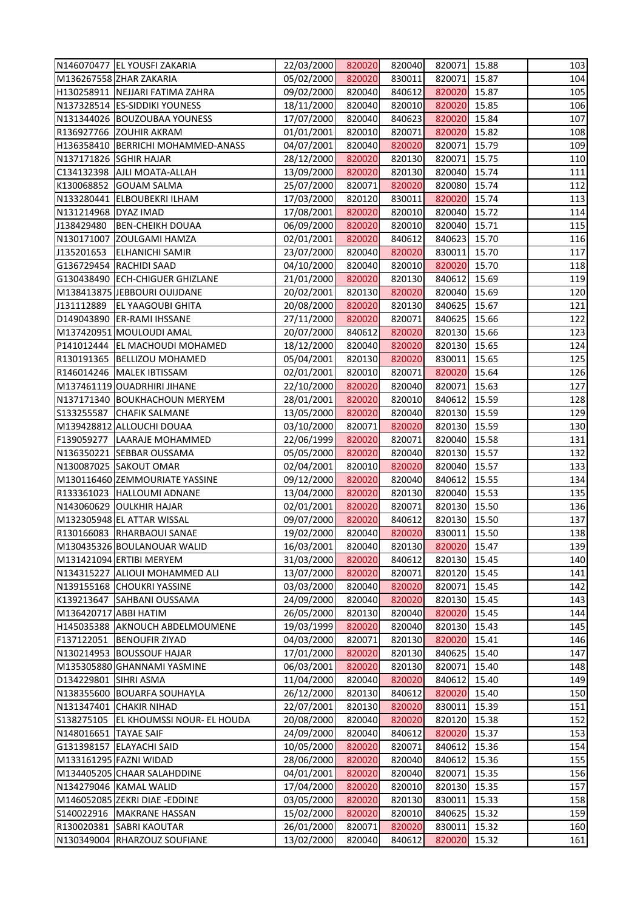| | | | | | | | |
|---|---|---|---|---|---|---|---|
| N146070477 | EL YOUSFI ZAKARIA | 22/03/2000 | 820020 | 820040 | 820071 | 15.88 | 103 |
| M136267558 | ZHAR ZAKARIA | 05/02/2000 | 820020 | 830011 | 820071 | 15.87 | 104 |
| H130258911 | NEJJARI FATIMA ZAHRA | 09/02/2000 | 820040 | 840612 | 820020 | 15.87 | 105 |
| N137328514 | ES-SIDDIKI YOUNESS | 18/11/2000 | 820040 | 820010 | 820020 | 15.85 | 106 |
| N131344026 | BOUZOUBAA YOUNESS | 17/07/2000 | 820040 | 840623 | 820020 | 15.84 | 107 |
| R136927766 | ZOUHIR AKRAM | 01/01/2001 | 820010 | 820071 | 820020 | 15.82 | 108 |
| H136358410 | BERRICHI MOHAMMED-ANASS | 04/07/2001 | 820040 | 820020 | 820071 | 15.79 | 109 |
| N137171826 | SGHIR HAJAR | 28/12/2000 | 820020 | 820130 | 820071 | 15.75 | 110 |
| C134132398 | AJLI MOATA-ALLAH | 13/09/2000 | 820020 | 820130 | 820040 | 15.74 | 111 |
| K130068852 | GOUAM SALMA | 25/07/2000 | 820071 | 820020 | 820080 | 15.74 | 112 |
| N133280441 | ELBOUBEKRI ILHAM | 17/03/2000 | 820120 | 830011 | 820020 | 15.74 | 113 |
| N131214968 | DYAZ IMAD | 17/08/2001 | 820020 | 820010 | 820040 | 15.72 | 114 |
| J138429480 | BEN-CHEIKH DOUAA | 06/09/2000 | 820020 | 820010 | 820040 | 15.71 | 115 |
| N130171007 | ZOULGAMI HAMZA | 02/01/2001 | 820020 | 840612 | 840623 | 15.70 | 116 |
| J135201653 | ELHANICHI SAMIR | 23/07/2000 | 820040 | 820020 | 830011 | 15.70 | 117 |
| G136729454 | RACHIDI SAAD | 04/10/2000 | 820040 | 820010 | 820020 | 15.70 | 118 |
| G130438490 | ECH-CHIGUER GHIZLANE | 21/01/2000 | 820020 | 820130 | 840612 | 15.69 | 119 |
| M138413875 | JEBBOURI OUIJDANE | 20/02/2001 | 820130 | 820020 | 820040 | 15.69 | 120 |
| J131112889 | EL YAAGOUBI GHITA | 20/08/2000 | 820020 | 820130 | 840625 | 15.67 | 121 |
| D149043890 | ER-RAMI IHSSANE | 27/11/2000 | 820020 | 820071 | 840625 | 15.66 | 122 |
| M137420951 | MOULOUDI AMAL | 20/07/2000 | 840612 | 820020 | 820130 | 15.66 | 123 |
| P141012444 | EL MACHOUDI MOHAMED | 18/12/2000 | 820040 | 820020 | 820130 | 15.65 | 124 |
| R130191365 | BELLIZOU MOHAMED | 05/04/2001 | 820130 | 820020 | 830011 | 15.65 | 125 |
| R146014246 | MALEK IBTISSAM | 02/01/2001 | 820010 | 820071 | 820020 | 15.64 | 126 |
| M137461119 | OUADRHIRI JIHANE | 22/10/2000 | 820020 | 820040 | 820071 | 15.63 | 127 |
| N137171340 | BOUKHACHOUN MERYEM | 28/01/2001 | 820020 | 820010 | 840612 | 15.59 | 128 |
| S133255587 | CHAFIK SALMANE | 13/05/2000 | 820020 | 820040 | 820130 | 15.59 | 129 |
| M139428812 | ALLOUCHI DOUAA | 03/10/2000 | 820071 | 820020 | 820130 | 15.59 | 130 |
| F139059277 | LAARAJE MOHAMMED | 22/06/1999 | 820020 | 820071 | 820040 | 15.58 | 131 |
| N136350221 | SEBBAR OUSSAMA | 05/05/2000 | 820020 | 820040 | 820130 | 15.57 | 132 |
| N130087025 | SAKOUT OMAR | 02/04/2001 | 820010 | 820020 | 820040 | 15.57 | 133 |
| M130116460 | ZEMMOURIATE YASSINE | 09/12/2000 | 820020 | 820040 | 840612 | 15.55 | 134 |
| R133361023 | HALLOUMI ADNANE | 13/04/2000 | 820020 | 820130 | 820040 | 15.53 | 135 |
| N143060629 | OULKHIR HAJAR | 02/01/2001 | 820020 | 820071 | 820130 | 15.50 | 136 |
| M132305948 | EL ATTAR WISSAL | 09/07/2000 | 820020 | 840612 | 820130 | 15.50 | 137 |
| R130166083 | RHARBAOUI SANAE | 19/02/2000 | 820040 | 820020 | 830011 | 15.50 | 138 |
| M130435326 | BOULANOUAR WALID | 16/03/2001 | 820040 | 820130 | 820020 | 15.47 | 139 |
| M131421094 | ERTIBI MERYEM | 31/03/2000 | 820020 | 840612 | 820130 | 15.45 | 140 |
| N134315227 | ALIOUI MOHAMMED ALI | 13/07/2000 | 820020 | 820071 | 820120 | 15.45 | 141 |
| N139155168 | CHOUKRI YASSINE | 03/03/2000 | 820040 | 820020 | 820071 | 15.45 | 142 |
| K139213647 | SAHBANI OUSSAMA | 24/09/2000 | 820040 | 820020 | 820130 | 15.45 | 143 |
| M136420717 | ABBI HATIM | 26/05/2000 | 820130 | 820040 | 820020 | 15.45 | 144 |
| H145035388 | AKNOUCH ABDELMOUMENE | 19/03/1999 | 820020 | 820040 | 820130 | 15.43 | 145 |
| F137122051 | BENOUFIR ZIYAD | 04/03/2000 | 820071 | 820130 | 820020 | 15.41 | 146 |
| N130214953 | BOUSSOUF HAJAR | 17/01/2000 | 820020 | 820130 | 840625 | 15.40 | 147 |
| M135305880 | GHANNAMI YASMINE | 06/03/2001 | 820020 | 820130 | 820071 | 15.40 | 148 |
| D134229801 | SIHRI ASMA | 11/04/2000 | 820040 | 820020 | 840612 | 15.40 | 149 |
| N138355600 | BOUARFA SOUHAYLA | 26/12/2000 | 820130 | 840612 | 820020 | 15.40 | 150 |
| N131347401 | CHAKIR NIHAD | 22/07/2001 | 820130 | 820020 | 830011 | 15.39 | 151 |
| S138275105 | EL KHOUMSSI NOUR- EL HOUDA | 20/08/2000 | 820040 | 820020 | 820120 | 15.38 | 152 |
| N148016651 | TAYAE SAIF | 24/09/2000 | 820040 | 840612 | 820020 | 15.37 | 153 |
| G131398157 | ELAYACHI SAID | 10/05/2000 | 820020 | 820071 | 840612 | 15.36 | 154 |
| M133161295 | FAZNI WIDAD | 28/06/2000 | 820020 | 820040 | 840612 | 15.36 | 155 |
| M134405205 | CHAAR SALAHDDINE | 04/01/2001 | 820020 | 820040 | 820071 | 15.35 | 156 |
| N134279046 | KAMAL WALID | 17/04/2000 | 820020 | 820010 | 820130 | 15.35 | 157 |
| M146052085 | ZEKRI DIAE -EDDINE | 03/05/2000 | 820020 | 820130 | 830011 | 15.33 | 158 |
| S140022916 | MAKRANE HASSAN | 15/02/2000 | 820020 | 820010 | 840625 | 15.32 | 159 |
| R130020381 | SABRI KAOUTAR | 26/01/2000 | 820071 | 820020 | 830011 | 15.32 | 160 |
| N130349004 | RHARZOUZ SOUFIANE | 13/02/2000 | 820040 | 840612 | 820020 | 15.32 | 161 |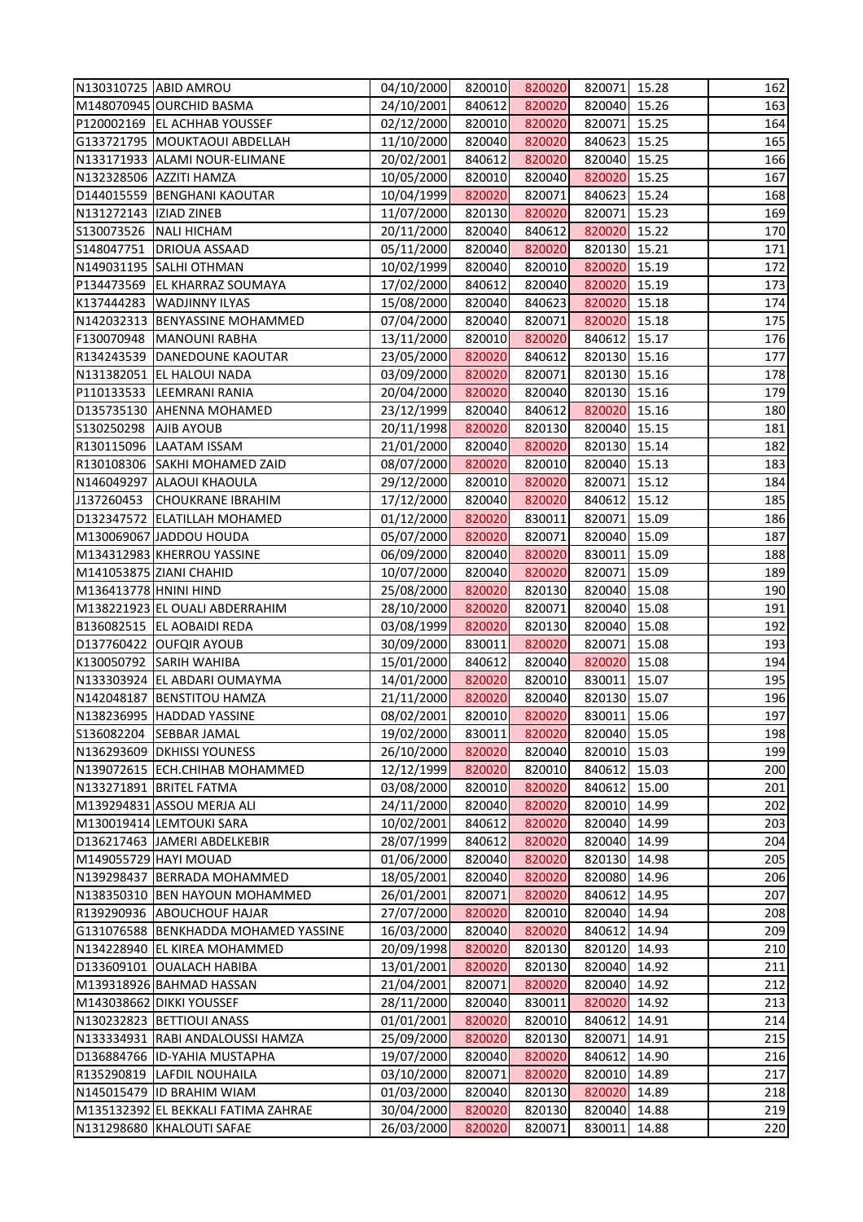| | | | | | | | |
|---|---|---|---|---|---|---|---|
| N130310725 | ABID AMROU | 04/10/2000 | 820010 | 820020 | 820071 | 15.28 | 162 |
| M148070945 | OURCHID BASMA | 24/10/2001 | 840612 | 820020 | 820040 | 15.26 | 163 |
| P120002169 | EL ACHHAB YOUSSEF | 02/12/2000 | 820010 | 820020 | 820071 | 15.25 | 164 |
| G133721795 | MOUKTAOUI ABDELLAH | 11/10/2000 | 820040 | 820020 | 840623 | 15.25 | 165 |
| N133171933 | ALAMI NOUR-ELIMANE | 20/02/2001 | 840612 | 820020 | 820040 | 15.25 | 166 |
| N132328506 | AZZITI HAMZA | 10/05/2000 | 820010 | 820040 | 820020 | 15.25 | 167 |
| D144015559 | BENGHANI KAOUTAR | 10/04/1999 | 820020 | 820071 | 840623 | 15.24 | 168 |
| N131272143 | IZIAD ZINEB | 11/07/2000 | 820130 | 820020 | 820071 | 15.23 | 169 |
| S130073526 | NALI HICHAM | 20/11/2000 | 820040 | 840612 | 820020 | 15.22 | 170 |
| S148047751 | DRIOUA ASSAAD | 05/11/2000 | 820040 | 820020 | 820130 | 15.21 | 171 |
| N149031195 | SALHI OTHMAN | 10/02/1999 | 820040 | 820010 | 820020 | 15.19 | 172 |
| P134473569 | EL KHARRAZ SOUMAYA | 17/02/2000 | 840612 | 820040 | 820020 | 15.19 | 173 |
| K137444283 | WADJINNY ILYAS | 15/08/2000 | 820040 | 840623 | 820020 | 15.18 | 174 |
| N142032313 | BENYASSINE MOHAMMED | 07/04/2000 | 820040 | 820071 | 820020 | 15.18 | 175 |
| F130070948 | MANOUNI RABHA | 13/11/2000 | 820010 | 820020 | 840612 | 15.17 | 176 |
| R134243539 | DANEDOUNE KAOUTAR | 23/05/2000 | 820020 | 840612 | 820130 | 15.16 | 177 |
| N131382051 | EL HALOUI NADA | 03/09/2000 | 820020 | 820071 | 820130 | 15.16 | 178 |
| P110133533 | LEEMRANI RANIA | 20/04/2000 | 820020 | 820040 | 820130 | 15.16 | 179 |
| D135735130 | AHENNA MOHAMED | 23/12/1999 | 820040 | 840612 | 820020 | 15.16 | 180 |
| S130250298 | AJIB AYOUB | 20/11/1998 | 820020 | 820130 | 820040 | 15.15 | 181 |
| R130115096 | LAATAM ISSAM | 21/01/2000 | 820040 | 820020 | 820130 | 15.14 | 182 |
| R130108306 | SAKHI MOHAMED ZAID | 08/07/2000 | 820020 | 820010 | 820040 | 15.13 | 183 |
| N146049297 | ALAOUI KHAOULA | 29/12/2000 | 820010 | 820020 | 820071 | 15.12 | 184 |
| J137260453 | CHOUKRANE IBRAHIM | 17/12/2000 | 820040 | 820020 | 840612 | 15.12 | 185 |
| D132347572 | ELATILLAH MOHAMED | 01/12/2000 | 820020 | 830011 | 820071 | 15.09 | 186 |
| M130069067 | JADDOU HOUDA | 05/07/2000 | 820020 | 820071 | 820040 | 15.09 | 187 |
| M134312983 | KHERROU YASSINE | 06/09/2000 | 820040 | 820020 | 830011 | 15.09 | 188 |
| M141053875 | ZIANI CHAHID | 10/07/2000 | 820040 | 820020 | 820071 | 15.09 | 189 |
| M136413778 | HNINI HIND | 25/08/2000 | 820020 | 820130 | 820040 | 15.08 | 190 |
| M138221923 | EL OUALI ABDERRAHIM | 28/10/2000 | 820020 | 820071 | 820040 | 15.08 | 191 |
| B136082515 | EL AOBAIDI REDA | 03/08/1999 | 820020 | 820130 | 820040 | 15.08 | 192 |
| D137760422 | OUFQIR AYOUB | 30/09/2000 | 830011 | 820020 | 820071 | 15.08 | 193 |
| K130050792 | SARIH WAHIBA | 15/01/2000 | 840612 | 820040 | 820020 | 15.08 | 194 |
| N133303924 | EL ABDARI OUMAYMA | 14/01/2000 | 820020 | 820010 | 830011 | 15.07 | 195 |
| N142048187 | BENSTITOU HAMZA | 21/11/2000 | 820020 | 820040 | 820130 | 15.07 | 196 |
| N138236995 | HADDAD YASSINE | 08/02/2001 | 820010 | 820020 | 830011 | 15.06 | 197 |
| S136082204 | SEBBAR JAMAL | 19/02/2000 | 830011 | 820020 | 820040 | 15.05 | 198 |
| N136293609 | DKHISSI YOUNESS | 26/10/2000 | 820020 | 820040 | 820010 | 15.03 | 199 |
| N139072615 | ECH.CHIHAB MOHAMMED | 12/12/1999 | 820020 | 820010 | 840612 | 15.03 | 200 |
| N133271891 | BRITEL FATMA | 03/08/2000 | 820010 | 820020 | 840612 | 15.00 | 201 |
| M139294831 | ASSOU MERJA ALI | 24/11/2000 | 820040 | 820020 | 820010 | 14.99 | 202 |
| M130019414 | LEMTOUKI SARA | 10/02/2001 | 840612 | 820020 | 820040 | 14.99 | 203 |
| D136217463 | JAMERI ABDELKEBIR | 28/07/1999 | 840612 | 820020 | 820040 | 14.99 | 204 |
| M149055729 | HAYI MOUAD | 01/06/2000 | 820040 | 820020 | 820130 | 14.98 | 205 |
| N139298437 | BERRADA MOHAMMED | 18/05/2001 | 820040 | 820020 | 820080 | 14.96 | 206 |
| N138350310 | BEN HAYOUN MOHAMMED | 26/01/2001 | 820071 | 820020 | 840612 | 14.95 | 207 |
| R139290936 | ABOUCHOUF HAJAR | 27/07/2000 | 820020 | 820010 | 820040 | 14.94 | 208 |
| G131076588 | BENKHADDA MOHAMED YASSINE | 16/03/2000 | 820040 | 820020 | 840612 | 14.94 | 209 |
| N134228940 | EL KIREA MOHAMMED | 20/09/1998 | 820020 | 820130 | 820120 | 14.93 | 210 |
| D133609101 | OUALACH HABIBA | 13/01/2001 | 820020 | 820130 | 820040 | 14.92 | 211 |
| M139318926 | BAHMAD HASSAN | 21/04/2001 | 820071 | 820020 | 820040 | 14.92 | 212 |
| M143038662 | DIKKI YOUSSEF | 28/11/2000 | 820040 | 830011 | 820020 | 14.92 | 213 |
| N130232823 | BETTIOUI ANASS | 01/01/2001 | 820020 | 820010 | 840612 | 14.91 | 214 |
| N133334931 | RABI ANDALOUSSI HAMZA | 25/09/2000 | 820020 | 820130 | 820071 | 14.91 | 215 |
| D136884766 | ID-YAHIA MUSTAPHA | 19/07/2000 | 820040 | 820020 | 840612 | 14.90 | 216 |
| R135290819 | LAFDIL NOUHAILA | 03/10/2000 | 820071 | 820020 | 820010 | 14.89 | 217 |
| N145015479 | ID BRAHIM WIAM | 01/03/2000 | 820040 | 820130 | 820020 | 14.89 | 218 |
| M135132392 | EL BEKKALI FATIMA ZAHRAE | 30/04/2000 | 820020 | 820130 | 820040 | 14.88 | 219 |
| N131298680 | KHALOUTI SAFAE | 26/03/2000 | 820020 | 820071 | 830011 | 14.88 | 220 |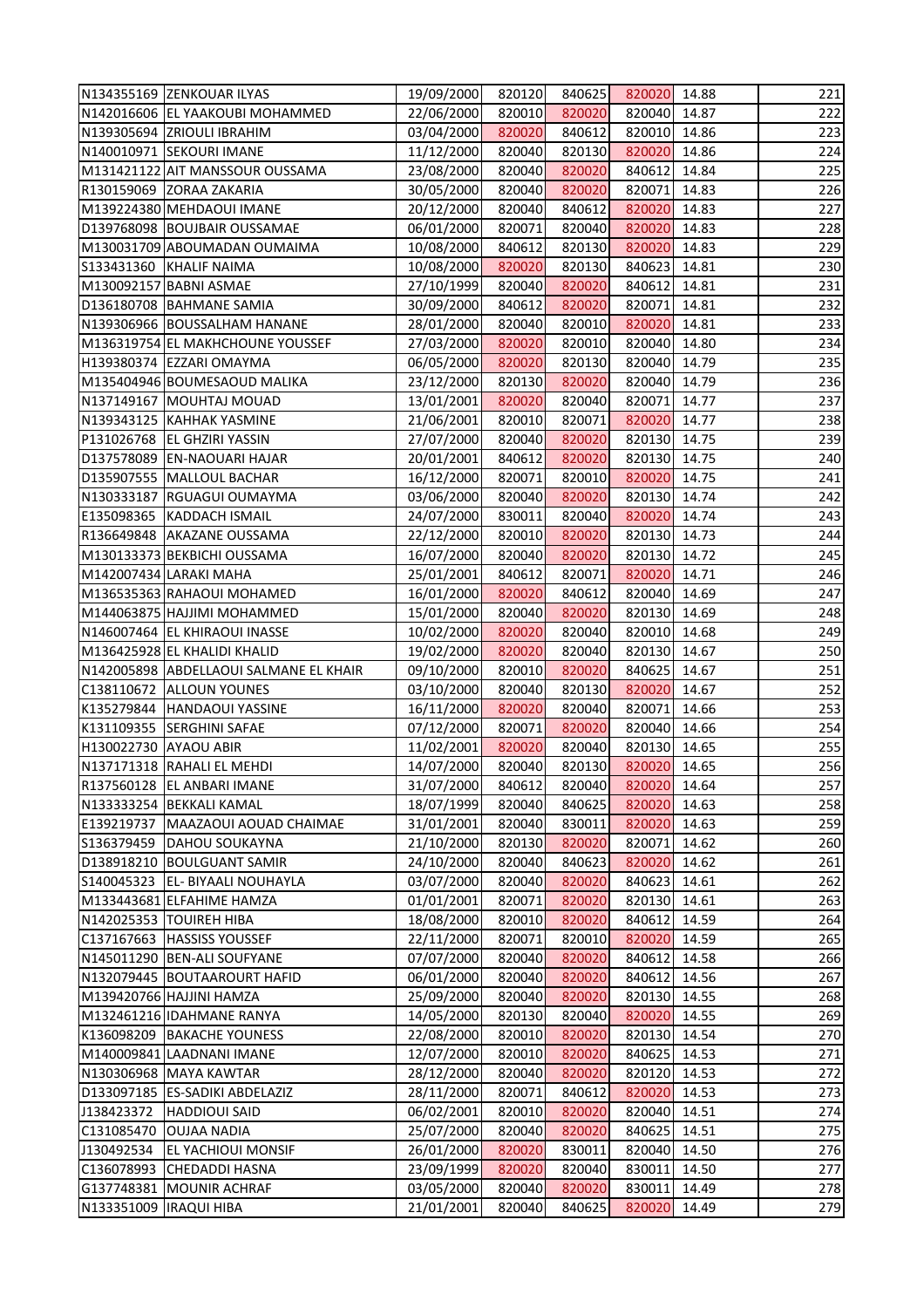| | | | | | | | |
|---|---|---|---|---|---|---|---|
| N134355169 | ZENKOUAR ILYAS | 19/09/2000 | 820120 | 840625 | 820020 | 14.88 | 221 |
| N142016606 | EL YAAKOUBI MOHAMMED | 22/06/2000 | 820010 | 820020 | 820040 | 14.87 | 222 |
| N139305694 | ZRIOULI IBRAHIM | 03/04/2000 | 820020 | 840612 | 820010 | 14.86 | 223 |
| N140010971 | SEKOURI IMANE | 11/12/2000 | 820040 | 820130 | 820020 | 14.86 | 224 |
| M131421122 | AIT MANSSOUR OUSSAMA | 23/08/2000 | 820040 | 820020 | 840612 | 14.84 | 225 |
| R130159069 | ZORAA ZAKARIA | 30/05/2000 | 820040 | 820020 | 820071 | 14.83 | 226 |
| M139224380 | MEHDAOUI IMANE | 20/12/2000 | 820040 | 840612 | 820020 | 14.83 | 227 |
| D139768098 | BOUJBAIR OUSSAMAE | 06/01/2000 | 820071 | 820040 | 820020 | 14.83 | 228 |
| M130031709 | ABOUMADAN OUMAIMA | 10/08/2000 | 840612 | 820130 | 820020 | 14.83 | 229 |
| S133431360 | KHALIF NAIMA | 10/08/2000 | 820020 | 820130 | 840623 | 14.81 | 230 |
| M130092157 | BABNI ASMAE | 27/10/1999 | 820040 | 820020 | 840612 | 14.81 | 231 |
| D136180708 | BAHMANE SAMIA | 30/09/2000 | 840612 | 820020 | 820071 | 14.81 | 232 |
| N139306966 | BOUSSALHAM HANANE | 28/01/2000 | 820040 | 820010 | 820020 | 14.81 | 233 |
| M136319754 | EL MAKHCHOUNE YOUSSEF | 27/03/2000 | 820020 | 820010 | 820040 | 14.80 | 234 |
| H139380374 | EZZARI OMAYMA | 06/05/2000 | 820020 | 820130 | 820040 | 14.79 | 235 |
| M135404946 | BOUMESAOUD MALIKA | 23/12/2000 | 820130 | 820020 | 820040 | 14.79 | 236 |
| N137149167 | MOUHTAJ MOUAD | 13/01/2001 | 820020 | 820040 | 820071 | 14.77 | 237 |
| N139343125 | KAHHAK YASMINE | 21/06/2001 | 820010 | 820071 | 820020 | 14.77 | 238 |
| P131026768 | EL GHZIRI YASSIN | 27/07/2000 | 820040 | 820020 | 820130 | 14.75 | 239 |
| D137578089 | EN-NAOUARI HAJAR | 20/01/2001 | 840612 | 820020 | 820130 | 14.75 | 240 |
| D135907555 | MALLOUL BACHAR | 16/12/2000 | 820071 | 820010 | 820020 | 14.75 | 241 |
| N130333187 | RGUAGUI OUMAYMA | 03/06/2000 | 820040 | 820020 | 820130 | 14.74 | 242 |
| E135098365 | KADDACH ISMAIL | 24/07/2000 | 830011 | 820040 | 820020 | 14.74 | 243 |
| R136649848 | AKAZANE OUSSAMA | 22/12/2000 | 820010 | 820020 | 820130 | 14.73 | 244 |
| M130133373 | BEKBICHI OUSSAMA | 16/07/2000 | 820040 | 820020 | 820130 | 14.72 | 245 |
| M142007434 | LARAKI MAHA | 25/01/2001 | 840612 | 820071 | 820020 | 14.71 | 246 |
| M136535363 | RAHAOUI MOHAMED | 16/01/2000 | 820020 | 840612 | 820040 | 14.69 | 247 |
| M144063875 | HAJJIMI MOHAMMED | 15/01/2000 | 820040 | 820020 | 820130 | 14.69 | 248 |
| N146007464 | EL KHIRAOUI INASSE | 10/02/2000 | 820020 | 820040 | 820010 | 14.68 | 249 |
| M136425928 | EL KHALIDI KHALID | 19/02/2000 | 820020 | 820040 | 820130 | 14.67 | 250 |
| N142005898 | ABDELLAOUI SALMANE EL KHAIR | 09/10/2000 | 820010 | 820020 | 840625 | 14.67 | 251 |
| C138110672 | ALLOUN YOUNES | 03/10/2000 | 820040 | 820130 | 820020 | 14.67 | 252 |
| K135279844 | HANDAOUI YASSINE | 16/11/2000 | 820020 | 820040 | 820071 | 14.66 | 253 |
| K131109355 | SERGHINI SAFAE | 07/12/2000 | 820071 | 820020 | 820040 | 14.66 | 254 |
| H130022730 | AYAOU ABIR | 11/02/2001 | 820020 | 820040 | 820130 | 14.65 | 255 |
| N137171318 | RAHALI EL MEHDI | 14/07/2000 | 820040 | 820130 | 820020 | 14.65 | 256 |
| R137560128 | EL ANBARI IMANE | 31/07/2000 | 840612 | 820040 | 820020 | 14.64 | 257 |
| N133333254 | BEKKALI KAMAL | 18/07/1999 | 820040 | 840625 | 820020 | 14.63 | 258 |
| E139219737 | MAAZAOUI AOUAD CHAIMAE | 31/01/2001 | 820040 | 830011 | 820020 | 14.63 | 259 |
| S136379459 | DAHOU SOUKAYNA | 21/10/2000 | 820130 | 820020 | 820071 | 14.62 | 260 |
| D138918210 | BOULGUANT SAMIR | 24/10/2000 | 820040 | 840623 | 820020 | 14.62 | 261 |
| S140045323 | EL- BIYAALI NOUHAYLA | 03/07/2000 | 820040 | 820020 | 840623 | 14.61 | 262 |
| M133443681 | ELFAHIME HAMZA | 01/01/2001 | 820071 | 820020 | 820130 | 14.61 | 263 |
| N142025353 | TOUIREH HIBA | 18/08/2000 | 820010 | 820020 | 840612 | 14.59 | 264 |
| C137167663 | HASSISS YOUSSEF | 22/11/2000 | 820071 | 820010 | 820020 | 14.59 | 265 |
| N145011290 | BEN-ALI SOUFYANE | 07/07/2000 | 820040 | 820020 | 840612 | 14.58 | 266 |
| N132079445 | BOUTAAROURT HAFID | 06/01/2000 | 820040 | 820020 | 840612 | 14.56 | 267 |
| M139420766 | HAJJINI HAMZA | 25/09/2000 | 820040 | 820020 | 820130 | 14.55 | 268 |
| M132461216 | IDAHMANE RANYA | 14/05/2000 | 820130 | 820040 | 820020 | 14.55 | 269 |
| K136098209 | BAKACHE YOUNESS | 22/08/2000 | 820010 | 820020 | 820130 | 14.54 | 270 |
| M140009841 | LAADNANI IMANE | 12/07/2000 | 820010 | 820020 | 840625 | 14.53 | 271 |
| N130306968 | MAYA KAWTAR | 28/12/2000 | 820040 | 820020 | 820120 | 14.53 | 272 |
| D133097185 | ES-SADIKI ABDELAZIZ | 28/11/2000 | 820071 | 840612 | 820020 | 14.53 | 273 |
| J138423372 | HADDIOUI SAID | 06/02/2001 | 820010 | 820020 | 820040 | 14.51 | 274 |
| C131085470 | OUJAA NADIA | 25/07/2000 | 820040 | 820020 | 840625 | 14.51 | 275 |
| J130492534 | EL YACHIOUI MONSIF | 26/01/2000 | 820020 | 830011 | 820040 | 14.50 | 276 |
| C136078993 | CHEDADDI HASNA | 23/09/1999 | 820020 | 820040 | 830011 | 14.50 | 277 |
| G137748381 | MOUNIR ACHRAF | 03/05/2000 | 820040 | 820020 | 830011 | 14.49 | 278 |
| N133351009 | IRAQUI HIBA | 21/01/2001 | 820040 | 840625 | 820020 | 14.49 | 279 |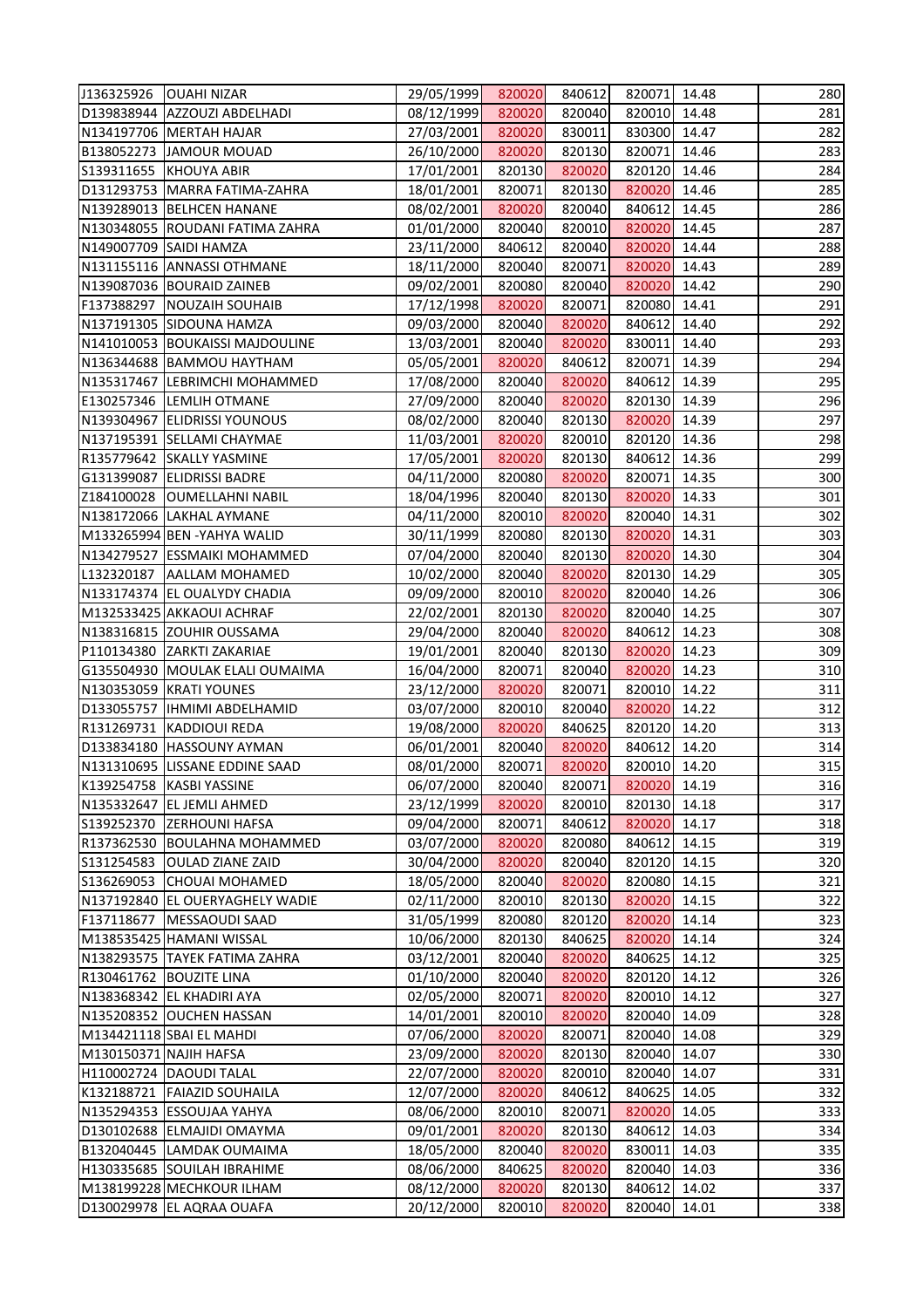| | | | | | | | |
|---|---|---|---|---|---|---|---|
| J136325926 | OUAHI NIZAR | 29/05/1999 | 820020 | 840612 | 820071 | 14.48 | 280 |
| D139838944 | AZZOUZI ABDELHADI | 08/12/1999 | 820020 | 820040 | 820010 | 14.48 | 281 |
| N134197706 | MERTAH HAJAR | 27/03/2001 | 820020 | 830011 | 830300 | 14.47 | 282 |
| B138052273 | JAMOUR MOUAD | 26/10/2000 | 820020 | 820130 | 820071 | 14.46 | 283 |
| S139311655 | KHOUYA ABIR | 17/01/2001 | 820130 | 820020 | 820120 | 14.46 | 284 |
| D131293753 | MARRA FATIMA-ZAHRA | 18/01/2001 | 820071 | 820130 | 820020 | 14.46 | 285 |
| N139289013 | BELHCEN HANANE | 08/02/2001 | 820020 | 820040 | 840612 | 14.45 | 286 |
| N130348055 | ROUDANI FATIMA ZAHRA | 01/01/2000 | 820040 | 820010 | 820020 | 14.45 | 287 |
| N149007709 | SAIDI HAMZA | 23/11/2000 | 840612 | 820040 | 820020 | 14.44 | 288 |
| N131155116 | ANNASSI OTHMANE | 18/11/2000 | 820040 | 820071 | 820020 | 14.43 | 289 |
| N139087036 | BOURAID ZAINEB | 09/02/2001 | 820080 | 820040 | 820020 | 14.42 | 290 |
| F137388297 | NOUZAIH SOUHAIB | 17/12/1998 | 820020 | 820071 | 820080 | 14.41 | 291 |
| N137191305 | SIDOUNA HAMZA | 09/03/2000 | 820040 | 820020 | 840612 | 14.40 | 292 |
| N141010053 | BOUKAISSI MAJDOULINE | 13/03/2001 | 820040 | 820020 | 830011 | 14.40 | 293 |
| N136344688 | BAMMOU HAYTHAM | 05/05/2001 | 820020 | 840612 | 820071 | 14.39 | 294 |
| N135317467 | LEBRIMCHI MOHAMMED | 17/08/2000 | 820040 | 820020 | 840612 | 14.39 | 295 |
| E130257346 | LEMLIH OTMANE | 27/09/2000 | 820040 | 820020 | 820130 | 14.39 | 296 |
| N139304967 | ELIDRISSI YOUNOUS | 08/02/2000 | 820040 | 820130 | 820020 | 14.39 | 297 |
| N137195391 | SELLAMI CHAYMAE | 11/03/2001 | 820020 | 820010 | 820120 | 14.36 | 298 |
| R135779642 | SKALLY YASMINE | 17/05/2001 | 820020 | 820130 | 840612 | 14.36 | 299 |
| G131399087 | ELIDRISSI BADRE | 04/11/2000 | 820080 | 820020 | 820071 | 14.35 | 300 |
| Z184100028 | OUMELLAHNI NABIL | 18/04/1996 | 820040 | 820130 | 820020 | 14.33 | 301 |
| N138172066 | LAKHAL AYMANE | 04/11/2000 | 820010 | 820020 | 820040 | 14.31 | 302 |
| M133265994 | BEN -YAHYA WALID | 30/11/1999 | 820080 | 820130 | 820020 | 14.31 | 303 |
| N134279527 | ESSMAIKI MOHAMMED | 07/04/2000 | 820040 | 820130 | 820020 | 14.30 | 304 |
| L132320187 | AALLAM MOHAMED | 10/02/2000 | 820040 | 820020 | 820130 | 14.29 | 305 |
| N133174374 | EL OUALYDY CHADIA | 09/09/2000 | 820010 | 820020 | 820040 | 14.26 | 306 |
| M132533425 | AKKAOUI ACHRAF | 22/02/2001 | 820130 | 820020 | 820040 | 14.25 | 307 |
| N138316815 | ZOUHIR OUSSAMA | 29/04/2000 | 820040 | 820020 | 840612 | 14.23 | 308 |
| P110134380 | ZARKTI ZAKARIAE | 19/01/2001 | 820040 | 820130 | 820020 | 14.23 | 309 |
| G135504930 | MOULAK ELALI OUMAIMA | 16/04/2000 | 820071 | 820040 | 820020 | 14.23 | 310 |
| N130353059 | KRATI YOUNES | 23/12/2000 | 820020 | 820071 | 820010 | 14.22 | 311 |
| D133055757 | IHMIMI ABDELHAMID | 03/07/2000 | 820010 | 820040 | 820020 | 14.22 | 312 |
| R131269731 | KADDIOUI REDA | 19/08/2000 | 820020 | 840625 | 820120 | 14.20 | 313 |
| D133834180 | HASSOUNY AYMAN | 06/01/2001 | 820040 | 820020 | 840612 | 14.20 | 314 |
| N131310695 | LISSANE EDDINE SAAD | 08/01/2000 | 820071 | 820020 | 820010 | 14.20 | 315 |
| K139254758 | KASBI YASSINE | 06/07/2000 | 820040 | 820071 | 820020 | 14.19 | 316 |
| N135332647 | EL JEMLI AHMED | 23/12/1999 | 820020 | 820010 | 820130 | 14.18 | 317 |
| S139252370 | ZERHOUNI HAFSA | 09/04/2000 | 820071 | 840612 | 820020 | 14.17 | 318 |
| R137362530 | BOULAHNA MOHAMMED | 03/07/2000 | 820020 | 820080 | 840612 | 14.15 | 319 |
| S131254583 | OULAD ZIANE ZAID | 30/04/2000 | 820020 | 820040 | 820120 | 14.15 | 320 |
| S136269053 | CHOUAI MOHAMED | 18/05/2000 | 820040 | 820020 | 820080 | 14.15 | 321 |
| N137192840 | EL OUERYAGHELY WADIE | 02/11/2000 | 820010 | 820130 | 820020 | 14.15 | 322 |
| F137118677 | MESSAOUDI SAAD | 31/05/1999 | 820080 | 820120 | 820020 | 14.14 | 323 |
| M138535425 | HAMANI WISSAL | 10/06/2000 | 820130 | 840625 | 820020 | 14.14 | 324 |
| N138293575 | TAYEK FATIMA ZAHRA | 03/12/2001 | 820040 | 820020 | 840625 | 14.12 | 325 |
| R130461762 | BOUZITE LINA | 01/10/2000 | 820040 | 820020 | 820120 | 14.12 | 326 |
| N138368342 | EL KHADIRI AYA | 02/05/2000 | 820071 | 820020 | 820010 | 14.12 | 327 |
| N135208352 | OUCHEN HASSAN | 14/01/2001 | 820010 | 820020 | 820040 | 14.09 | 328 |
| M134421118 | SBAI EL MAHDI | 07/06/2000 | 820020 | 820071 | 820040 | 14.08 | 329 |
| M130150371 | NAJIH HAFSA | 23/09/2000 | 820020 | 820130 | 820040 | 14.07 | 330 |
| H110002724 | DAOUDI TALAL | 22/07/2000 | 820020 | 820010 | 820040 | 14.07 | 331 |
| K132188721 | FAIAZID SOUHAILA | 12/07/2000 | 820020 | 840612 | 840625 | 14.05 | 332 |
| N135294353 | ESSOUJAA YAHYA | 08/06/2000 | 820010 | 820071 | 820020 | 14.05 | 333 |
| D130102688 | ELMAJIDI OMAYMA | 09/01/2001 | 820020 | 820130 | 840612 | 14.03 | 334 |
| B132040445 | LAMDAK OUMAIMA | 18/05/2000 | 820040 | 820020 | 830011 | 14.03 | 335 |
| H130335685 | SOUILAH IBRAHIME | 08/06/2000 | 840625 | 820020 | 820040 | 14.03 | 336 |
| M138199228 | MECHKOUR ILHAM | 08/12/2000 | 820020 | 820130 | 840612 | 14.02 | 337 |
| D130029978 | EL AQRAA OUAFA | 20/12/2000 | 820010 | 820020 | 820040 | 14.01 | 338 |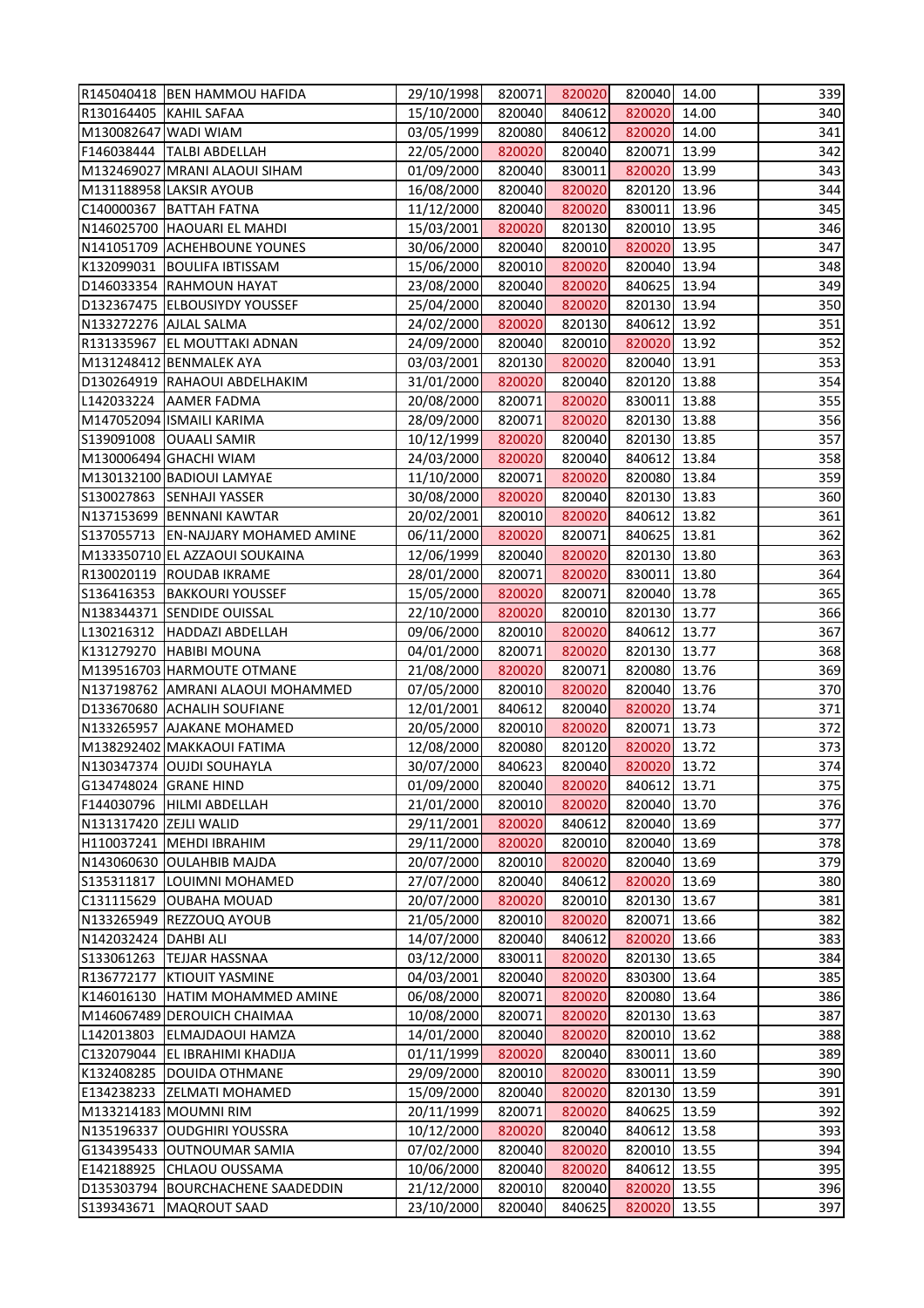| | | | | | | | |
|---|---|---|---|---|---|---|---|
| R145040418 | BEN HAMMOU HAFIDA | 29/10/1998 | 820071 | 820020 | 820040 | 14.00 | 339 |
| R130164405 | KAHIL SAFAA | 15/10/2000 | 820040 | 840612 | 820020 | 14.00 | 340 |
| M130082647 | WADI WIAM | 03/05/1999 | 820080 | 840612 | 820020 | 14.00 | 341 |
| F146038444 | TALBI ABDELLAH | 22/05/2000 | 820020 | 820040 | 820071 | 13.99 | 342 |
| M132469027 | MRANI ALAOUI SIHAM | 01/09/2000 | 820040 | 830011 | 820020 | 13.99 | 343 |
| M131188958 | LAKSIR AYOUB | 16/08/2000 | 820040 | 820020 | 820120 | 13.96 | 344 |
| C140000367 | BATTAH FATNA | 11/12/2000 | 820040 | 820020 | 830011 | 13.96 | 345 |
| N146025700 | HAOUARI EL MAHDI | 15/03/2001 | 820020 | 820130 | 820010 | 13.95 | 346 |
| N141051709 | ACHEHBOUNE YOUNES | 30/06/2000 | 820040 | 820010 | 820020 | 13.95 | 347 |
| K132099031 | BOULIFA IBTISSAM | 15/06/2000 | 820010 | 820020 | 820040 | 13.94 | 348 |
| D146033354 | RAHMOUN HAYAT | 23/08/2000 | 820040 | 820020 | 840625 | 13.94 | 349 |
| D132367475 | ELBOUSIYDY YOUSSEF | 25/04/2000 | 820040 | 820020 | 820130 | 13.94 | 350 |
| N133272276 | AJLAL SALMA | 24/02/2000 | 820020 | 820130 | 840612 | 13.92 | 351 |
| R131335967 | EL MOUTTAKI ADNAN | 24/09/2000 | 820040 | 820010 | 820020 | 13.92 | 352 |
| M131248412 | BENMALEK AYA | 03/03/2001 | 820130 | 820020 | 820040 | 13.91 | 353 |
| D130264919 | RAHAOUI ABDELHAKIM | 31/01/2000 | 820020 | 820040 | 820120 | 13.88 | 354 |
| L142033224 | AAMER FADMA | 20/08/2000 | 820071 | 820020 | 830011 | 13.88 | 355 |
| M147052094 | ISMAILI KARIMA | 28/09/2000 | 820071 | 820020 | 820130 | 13.88 | 356 |
| S139091008 | OUAALI SAMIR | 10/12/1999 | 820020 | 820040 | 820130 | 13.85 | 357 |
| M130006494 | GHACHI WIAM | 24/03/2000 | 820020 | 820040 | 840612 | 13.84 | 358 |
| M130132100 | BADIOUI LAMYAE | 11/10/2000 | 820071 | 820020 | 820080 | 13.84 | 359 |
| S130027863 | SENHAJI YASSER | 30/08/2000 | 820020 | 820040 | 820130 | 13.83 | 360 |
| N137153699 | BENNANI KAWTAR | 20/02/2001 | 820010 | 820020 | 840612 | 13.82 | 361 |
| S137055713 | EN-NAJJARY MOHAMED AMINE | 06/11/2000 | 820020 | 820071 | 840625 | 13.81 | 362 |
| M133350710 | EL AZZAOUI SOUKAINA | 12/06/1999 | 820040 | 820020 | 820130 | 13.80 | 363 |
| R130020119 | ROUDAB IKRAME | 28/01/2000 | 820071 | 820020 | 830011 | 13.80 | 364 |
| S136416353 | BAKKOURI YOUSSEF | 15/05/2000 | 820020 | 820071 | 820040 | 13.78 | 365 |
| N138344371 | SENDIDE OUISSAL | 22/10/2000 | 820020 | 820010 | 820130 | 13.77 | 366 |
| L130216312 | HADDAZI ABDELLAH | 09/06/2000 | 820010 | 820020 | 840612 | 13.77 | 367 |
| K131279270 | HABIBI MOUNA | 04/01/2000 | 820071 | 820020 | 820130 | 13.77 | 368 |
| M139516703 | HARMOUTE OTMANE | 21/08/2000 | 820020 | 820071 | 820080 | 13.76 | 369 |
| N137198762 | AMRANI ALAOUI MOHAMMED | 07/05/2000 | 820010 | 820020 | 820040 | 13.76 | 370 |
| D133670680 | ACHALIH SOUFIANE | 12/01/2001 | 840612 | 820040 | 820020 | 13.74 | 371 |
| N133265957 | AJAKANE MOHAMED | 20/05/2000 | 820010 | 820020 | 820071 | 13.73 | 372 |
| M138292402 | MAKKAOUI FATIMA | 12/08/2000 | 820080 | 820120 | 820020 | 13.72 | 373 |
| N130347374 | OUJDI SOUHAYLA | 30/07/2000 | 840623 | 820040 | 820020 | 13.72 | 374 |
| G134748024 | GRANE HIND | 01/09/2000 | 820040 | 820020 | 840612 | 13.71 | 375 |
| F144030796 | HILMI ABDELLAH | 21/01/2000 | 820010 | 820020 | 820040 | 13.70 | 376 |
| N131317420 | ZEJLI WALID | 29/11/2001 | 820020 | 840612 | 820040 | 13.69 | 377 |
| H110037241 | MEHDI IBRAHIM | 29/11/2000 | 820020 | 820010 | 820040 | 13.69 | 378 |
| N143060630 | OULAHBIB MAJDA | 20/07/2000 | 820010 | 820020 | 820040 | 13.69 | 379 |
| S135311817 | LOUIMNI MOHAMED | 27/07/2000 | 820040 | 840612 | 820020 | 13.69 | 380 |
| C131115629 | OUBAHA MOUAD | 20/07/2000 | 820020 | 820010 | 820130 | 13.67 | 381 |
| N133265949 | REZZOUQ AYOUB | 21/05/2000 | 820010 | 820020 | 820071 | 13.66 | 382 |
| N142032424 | DAHBI ALI | 14/07/2000 | 820040 | 840612 | 820020 | 13.66 | 383 |
| S133061263 | TEJJAR HASSNAA | 03/12/2000 | 830011 | 820020 | 820130 | 13.65 | 384 |
| R136772177 | KTIOUIT YASMINE | 04/03/2001 | 820040 | 820020 | 830300 | 13.64 | 385 |
| K146016130 | HATIM MOHAMMED AMINE | 06/08/2000 | 820071 | 820020 | 820080 | 13.64 | 386 |
| M146067489 | DEROUICH CHAIMAA | 10/08/2000 | 820071 | 820020 | 820130 | 13.63 | 387 |
| L142013803 | ELMAJDAOUI HAMZA | 14/01/2000 | 820040 | 820020 | 820010 | 13.62 | 388 |
| C132079044 | EL IBRAHIMI KHADIJA | 01/11/1999 | 820020 | 820040 | 830011 | 13.60 | 389 |
| K132408285 | DOUIDA OTHMANE | 29/09/2000 | 820010 | 820020 | 830011 | 13.59 | 390 |
| E134238233 | ZELMATI MOHAMED | 15/09/2000 | 820040 | 820020 | 820130 | 13.59 | 391 |
| M133214183 | MOUMNI RIM | 20/11/1999 | 820071 | 820020 | 840625 | 13.59 | 392 |
| N135196337 | OUDGHIRI YOUSSRA | 10/12/2000 | 820020 | 820040 | 840612 | 13.58 | 393 |
| G134395433 | OUTNOUMAR SAMIA | 07/02/2000 | 820040 | 820020 | 820010 | 13.55 | 394 |
| E142188925 | CHLAOU OUSSAMA | 10/06/2000 | 820040 | 820020 | 840612 | 13.55 | 395 |
| D135303794 | BOURCHACHENE SAADEDDIN | 21/12/2000 | 820010 | 820040 | 820020 | 13.55 | 396 |
| S139343671 | MAQROUT SAAD | 23/10/2000 | 820040 | 840625 | 820020 | 13.55 | 397 |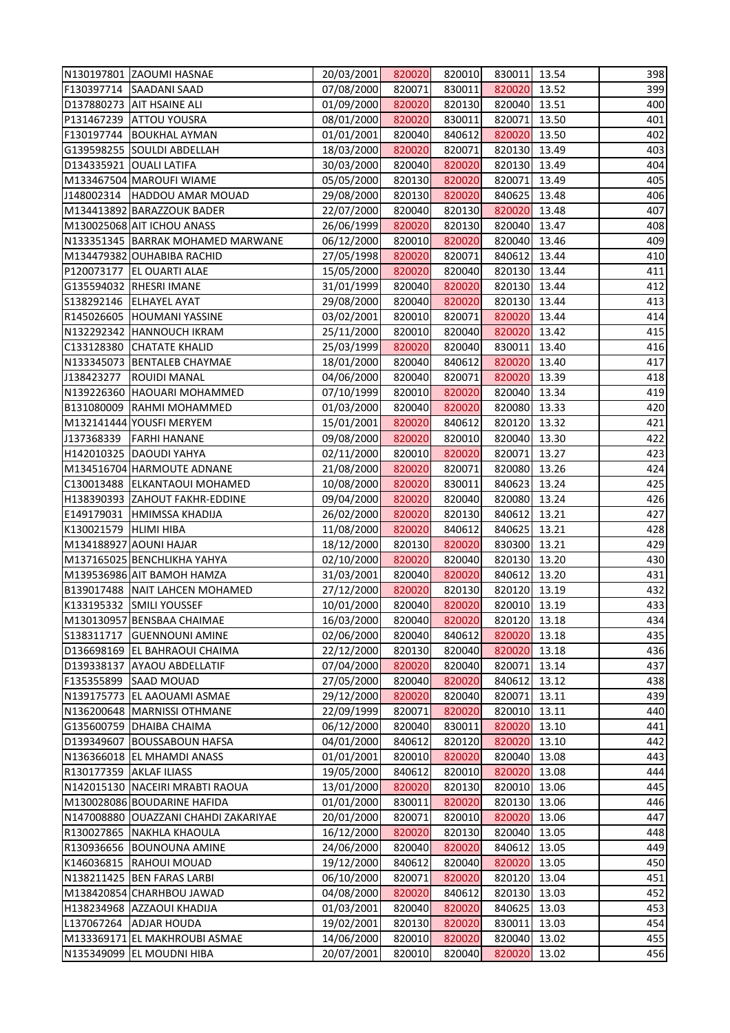| | | | | | | | |
|---|---|---|---|---|---|---|---|
| N130197801 | ZAOUMI HASNAE | 20/03/2001 | 820020 | 820010 | 830011 | 13.54 | 398 |
| F130397714 | SAADANI SAAD | 07/08/2000 | 820071 | 830011 | 820020 | 13.52 | 399 |
| D137880273 | AIT HSAINE ALI | 01/09/2000 | 820020 | 820130 | 820040 | 13.51 | 400 |
| P131467239 | ATTOU YOUSRA | 08/01/2000 | 820020 | 830011 | 820071 | 13.50 | 401 |
| F130197744 | BOUKHAL AYMAN | 01/01/2001 | 820040 | 840612 | 820020 | 13.50 | 402 |
| G139598255 | SOULDI ABDELLAH | 18/03/2000 | 820020 | 820071 | 820130 | 13.49 | 403 |
| D134335921 | OUALI LATIFA | 30/03/2000 | 820040 | 820020 | 820130 | 13.49 | 404 |
| M133467504 | MAROUFI WIAME | 05/05/2000 | 820130 | 820020 | 820071 | 13.49 | 405 |
| J148002314 | HADDOU AMAR MOUAD | 29/08/2000 | 820130 | 820020 | 840625 | 13.48 | 406 |
| M134413892 | BARAZZOUK BADER | 22/07/2000 | 820040 | 820130 | 820020 | 13.48 | 407 |
| M130025068 | AIT ICHOU ANASS | 26/06/1999 | 820020 | 820130 | 820040 | 13.47 | 408 |
| N133351345 | BARRAK MOHAMED MARWANE | 06/12/2000 | 820010 | 820020 | 820040 | 13.46 | 409 |
| M134479382 | OUHABIBA RACHID | 27/05/1998 | 820020 | 820071 | 840612 | 13.44 | 410 |
| P120073177 | EL OUARTI ALAE | 15/05/2000 | 820020 | 820040 | 820130 | 13.44 | 411 |
| G135594032 | RHESRI IMANE | 31/01/1999 | 820040 | 820020 | 820130 | 13.44 | 412 |
| S138292146 | ELHAYEL AYAT | 29/08/2000 | 820040 | 820020 | 820130 | 13.44 | 413 |
| R145026605 | HOUMANI YASSINE | 03/02/2001 | 820010 | 820071 | 820020 | 13.44 | 414 |
| N132292342 | HANNOUCH IKRAM | 25/11/2000 | 820010 | 820040 | 820020 | 13.42 | 415 |
| C133128380 | CHATATE KHALID | 25/03/1999 | 820020 | 820040 | 830011 | 13.40 | 416 |
| N133345073 | BENTALEB CHAYMAE | 18/01/2000 | 820040 | 840612 | 820020 | 13.40 | 417 |
| J138423277 | ROUIDI MANAL | 04/06/2000 | 820040 | 820071 | 820020 | 13.39 | 418 |
| N139226360 | HAOUARI MOHAMMED | 07/10/1999 | 820010 | 820020 | 820040 | 13.34 | 419 |
| B131080009 | RAHMI MOHAMMED | 01/03/2000 | 820040 | 820020 | 820080 | 13.33 | 420 |
| M132141444 | YOUSFI MERYEM | 15/01/2001 | 820020 | 840612 | 820120 | 13.32 | 421 |
| J137368339 | FARHI HANANE | 09/08/2000 | 820020 | 820010 | 820040 | 13.30 | 422 |
| H142010325 | DAOUDI YAHYA | 02/11/2000 | 820010 | 820020 | 820071 | 13.27 | 423 |
| M134516704 | HARMOUTE ADNANE | 21/08/2000 | 820020 | 820071 | 820080 | 13.26 | 424 |
| C130013488 | ELKANTAOUI MOHAMED | 10/08/2000 | 820020 | 830011 | 840623 | 13.24 | 425 |
| H138390393 | ZAHOUT FAKHR-EDDINE | 09/04/2000 | 820020 | 820040 | 820080 | 13.24 | 426 |
| E149179031 | HMIMSSA KHADIJA | 26/02/2000 | 820020 | 820130 | 840612 | 13.21 | 427 |
| K130021579 | HLIMI HIBA | 11/08/2000 | 820020 | 840612 | 840625 | 13.21 | 428 |
| M134188927 | AOUNI HAJAR | 18/12/2000 | 820130 | 820020 | 830300 | 13.21 | 429 |
| M137165025 | BENCHLIKHA YAHYA | 02/10/2000 | 820020 | 820040 | 820130 | 13.20 | 430 |
| M139536986 | AIT BAMOH HAMZA | 31/03/2001 | 820040 | 820020 | 840612 | 13.20 | 431 |
| B139017488 | NAIT LAHCEN MOHAMED | 27/12/2000 | 820020 | 820130 | 820120 | 13.19 | 432 |
| K133195332 | SMILI YOUSSEF | 10/01/2000 | 820040 | 820020 | 820010 | 13.19 | 433 |
| M130130957 | BENSBAA CHAIMAE | 16/03/2000 | 820040 | 820020 | 820120 | 13.18 | 434 |
| S138311717 | GUENNOUNI AMINE | 02/06/2000 | 820040 | 840612 | 820020 | 13.18 | 435 |
| D136698169 | EL BAHRAOUI CHAIMA | 22/12/2000 | 820130 | 820040 | 820020 | 13.18 | 436 |
| D139338137 | AYAOU ABDELLATIF | 07/04/2000 | 820020 | 820040 | 820071 | 13.14 | 437 |
| F135355899 | SAAD MOUAD | 27/05/2000 | 820040 | 820020 | 840612 | 13.12 | 438 |
| N139175773 | EL AAOUAMI ASMAE | 29/12/2000 | 820020 | 820040 | 820071 | 13.11 | 439 |
| N136200648 | MARNISSI OTHMANE | 22/09/1999 | 820071 | 820020 | 820010 | 13.11 | 440 |
| G135600759 | DHAIBA CHAIMA | 06/12/2000 | 820040 | 830011 | 820020 | 13.10 | 441 |
| D139349607 | BOUSSABOUN HAFSA | 04/01/2000 | 840612 | 820120 | 820020 | 13.10 | 442 |
| N136366018 | EL MHAMDI ANASS | 01/01/2001 | 820010 | 820020 | 820040 | 13.08 | 443 |
| R130177359 | AKLAF ILIASS | 19/05/2000 | 840612 | 820010 | 820020 | 13.08 | 444 |
| N142015130 | NACEIRI MRABTI RAOUA | 13/01/2000 | 820020 | 820130 | 820010 | 13.06 | 445 |
| M130028086 | BOUDARINE HAFIDA | 01/01/2000 | 830011 | 820020 | 820130 | 13.06 | 446 |
| N147008880 | OUAZZANI CHAHDI ZAKARIYAE | 20/01/2000 | 820071 | 820010 | 820020 | 13.06 | 447 |
| R130027865 | NAKHLA KHAOULA | 16/12/2000 | 820020 | 820130 | 820040 | 13.05 | 448 |
| R130936656 | BOUNOUNA AMINE | 24/06/2000 | 820040 | 820020 | 840612 | 13.05 | 449 |
| K146036815 | RAHOUI MOUAD | 19/12/2000 | 840612 | 820040 | 820020 | 13.05 | 450 |
| N138211425 | BEN FARAS LARBI | 06/10/2000 | 820071 | 820020 | 820120 | 13.04 | 451 |
| M138420854 | CHARHBOU JAWAD | 04/08/2000 | 820020 | 840612 | 820130 | 13.03 | 452 |
| H138234968 | AZZAOUI KHADIJA | 01/03/2001 | 820040 | 820020 | 840625 | 13.03 | 453 |
| L137067264 | ADJAR HOUDA | 19/02/2001 | 820130 | 820020 | 830011 | 13.03 | 454 |
| M133369171 | EL MAKHROUBI ASMAE | 14/06/2000 | 820010 | 820020 | 820040 | 13.02 | 455 |
| N135349099 | EL MOUDNI HIBA | 20/07/2001 | 820010 | 820040 | 820020 | 13.02 | 456 |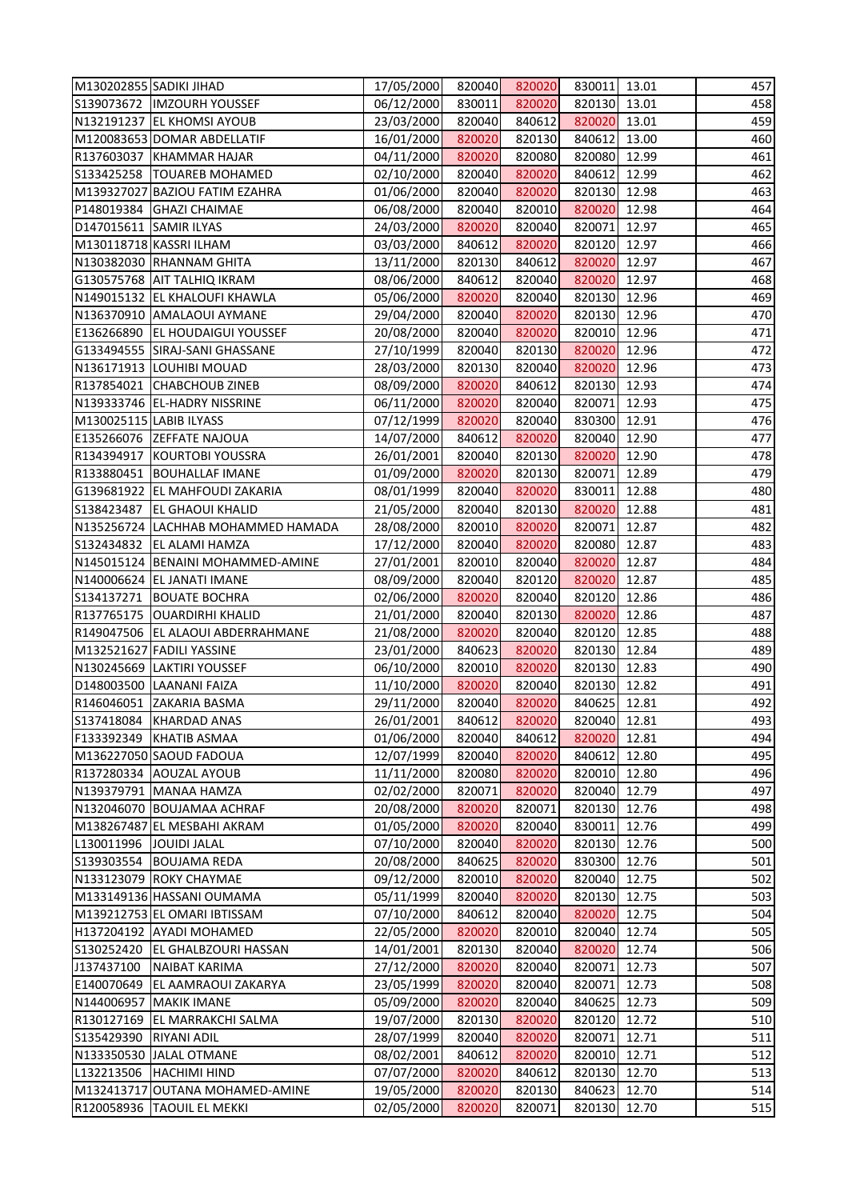| | | | | | | | |
|---|---|---|---|---|---|---|---|
| M130202855 | SADIKI JIHAD | 17/05/2000 | 820040 | 820020 | 830011 | 13.01 | 457 |
| S139073672 | IMZOURH YOUSSEF | 06/12/2000 | 830011 | 820020 | 820130 | 13.01 | 458 |
| N132191237 | EL KHOMSI AYOUB | 23/03/2000 | 820040 | 840612 | 820020 | 13.01 | 459 |
| M120083653 | DOMAR ABDELLATIF | 16/01/2000 | 820020 | 820130 | 840612 | 13.00 | 460 |
| R137603037 | KHAMMAR HAJAR | 04/11/2000 | 820020 | 820080 | 820080 | 12.99 | 461 |
| S133425258 | TOUAREB MOHAMED | 02/10/2000 | 820040 | 820020 | 840612 | 12.99 | 462 |
| M139327027 | BAZIOU FATIM EZAHRA | 01/06/2000 | 820040 | 820020 | 820130 | 12.98 | 463 |
| P148019384 | GHAZI CHAIMAE | 06/08/2000 | 820040 | 820010 | 820020 | 12.98 | 464 |
| D147015611 | SAMIR ILYAS | 24/03/2000 | 820020 | 820040 | 820071 | 12.97 | 465 |
| M130118718 | KASSRI ILHAM | 03/03/2000 | 840612 | 820020 | 820120 | 12.97 | 466 |
| N130382030 | RHANNAM GHITA | 13/11/2000 | 820130 | 840612 | 820020 | 12.97 | 467 |
| G130575768 | AIT TALHIQ IKRAM | 08/06/2000 | 840612 | 820040 | 820020 | 12.97 | 468 |
| N149015132 | EL KHALOUFI KHAWLA | 05/06/2000 | 820020 | 820040 | 820130 | 12.96 | 469 |
| N136370910 | AMALAOUI AYMANE | 29/04/2000 | 820040 | 820020 | 820130 | 12.96 | 470 |
| E136266890 | EL HOUDAIGUI YOUSSEF | 20/08/2000 | 820040 | 820020 | 820010 | 12.96 | 471 |
| G133494555 | SIRAJ-SANI GHASSANE | 27/10/1999 | 820040 | 820130 | 820020 | 12.96 | 472 |
| N136171913 | LOUHIBI MOUAD | 28/03/2000 | 820130 | 820040 | 820020 | 12.96 | 473 |
| R137854021 | CHABCHOUB ZINEB | 08/09/2000 | 820020 | 840612 | 820130 | 12.93 | 474 |
| N139333746 | EL-HADRY NISSRINE | 06/11/2000 | 820020 | 820040 | 820071 | 12.93 | 475 |
| M130025115 | LABIB ILYASS | 07/12/1999 | 820020 | 820040 | 830300 | 12.91 | 476 |
| E135266076 | ZEFFATE NAJOUA | 14/07/2000 | 840612 | 820020 | 820040 | 12.90 | 477 |
| R134394917 | KOURTOBI YOUSSRA | 26/01/2001 | 820040 | 820130 | 820020 | 12.90 | 478 |
| R133880451 | BOUHALLAF IMANE | 01/09/2000 | 820020 | 820130 | 820071 | 12.89 | 479 |
| G139681922 | EL MAHFOUDI ZAKARIA | 08/01/1999 | 820040 | 820020 | 830011 | 12.88 | 480 |
| S138423487 | EL GHAOUI KHALID | 21/05/2000 | 820040 | 820130 | 820020 | 12.88 | 481 |
| N135256724 | LACHHAB MOHAMMED HAMADA | 28/08/2000 | 820010 | 820020 | 820071 | 12.87 | 482 |
| S132434832 | EL ALAMI HAMZA | 17/12/2000 | 820040 | 820020 | 820080 | 12.87 | 483 |
| N145015124 | BENAINI MOHAMMED-AMINE | 27/01/2001 | 820010 | 820040 | 820020 | 12.87 | 484 |
| N140006624 | EL JANATI IMANE | 08/09/2000 | 820040 | 820120 | 820020 | 12.87 | 485 |
| S134137271 | BOUATE BOCHRA | 02/06/2000 | 820020 | 820040 | 820120 | 12.86 | 486 |
| R137765175 | OUARDIRHI KHALID | 21/01/2000 | 820040 | 820130 | 820020 | 12.86 | 487 |
| R149047506 | EL ALAOUI ABDERRAHMANE | 21/08/2000 | 820020 | 820040 | 820120 | 12.85 | 488 |
| M132521627 | FADILI YASSINE | 23/01/2000 | 840623 | 820020 | 820130 | 12.84 | 489 |
| N130245669 | LAKTIRI YOUSSEF | 06/10/2000 | 820010 | 820020 | 820130 | 12.83 | 490 |
| D148003500 | LAANANI FAIZA | 11/10/2000 | 820020 | 820040 | 820130 | 12.82 | 491 |
| R146046051 | ZAKARIA BASMA | 29/11/2000 | 820040 | 820020 | 840625 | 12.81 | 492 |
| S137418084 | KHARDAD ANAS | 26/01/2001 | 840612 | 820020 | 820040 | 12.81 | 493 |
| F133392349 | KHATIB ASMAA | 01/06/2000 | 820040 | 840612 | 820020 | 12.81 | 494 |
| M136227050 | SAOUD FADOUA | 12/07/1999 | 820040 | 820020 | 840612 | 12.80 | 495 |
| R137280334 | AOUZAL AYOUB | 11/11/2000 | 820080 | 820020 | 820010 | 12.80 | 496 |
| N139379791 | MANAA HAMZA | 02/02/2000 | 820071 | 820020 | 820040 | 12.79 | 497 |
| N132046070 | BOUJAMAA ACHRAF | 20/08/2000 | 820020 | 820071 | 820130 | 12.76 | 498 |
| M138267487 | EL MESBAHI AKRAM | 01/05/2000 | 820020 | 820040 | 830011 | 12.76 | 499 |
| L130011996 | JOUIDI JALAL | 07/10/2000 | 820040 | 820020 | 820130 | 12.76 | 500 |
| S139303554 | BOUJAMA REDA | 20/08/2000 | 840625 | 820020 | 830300 | 12.76 | 501 |
| N133123079 | ROKY CHAYMAE | 09/12/2000 | 820010 | 820020 | 820040 | 12.75 | 502 |
| M133149136 | HASSANI OUMAMA | 05/11/1999 | 820040 | 820020 | 820130 | 12.75 | 503 |
| M139212753 | EL OMARI IBTISSAM | 07/10/2000 | 840612 | 820040 | 820020 | 12.75 | 504 |
| H137204192 | AYADI MOHAMED | 22/05/2000 | 820020 | 820010 | 820040 | 12.74 | 505 |
| S130252420 | EL GHALBZOURI HASSAN | 14/01/2001 | 820130 | 820040 | 820020 | 12.74 | 506 |
| J137437100 | NAIBAT KARIMA | 27/12/2000 | 820020 | 820040 | 820071 | 12.73 | 507 |
| E140070649 | EL AAMRAOUI ZAKARYA | 23/05/1999 | 820020 | 820040 | 820071 | 12.73 | 508 |
| N144006957 | MAKIK IMANE | 05/09/2000 | 820020 | 820040 | 840625 | 12.73 | 509 |
| R130127169 | EL MARRAKCHI SALMA | 19/07/2000 | 820130 | 820020 | 820120 | 12.72 | 510 |
| S135429390 | RIYANI ADIL | 28/07/1999 | 820040 | 820020 | 820071 | 12.71 | 511 |
| N133350530 | JALAL OTMANE | 08/02/2001 | 840612 | 820020 | 820010 | 12.71 | 512 |
| L132213506 | HACHIMI HIND | 07/07/2000 | 820020 | 840612 | 820130 | 12.70 | 513 |
| M132413717 | OUTANA MOHAMED-AMINE | 19/05/2000 | 820020 | 820130 | 840623 | 12.70 | 514 |
| R120058936 | TAOUIL EL MEKKI | 02/05/2000 | 820020 | 820071 | 820130 | 12.70 | 515 |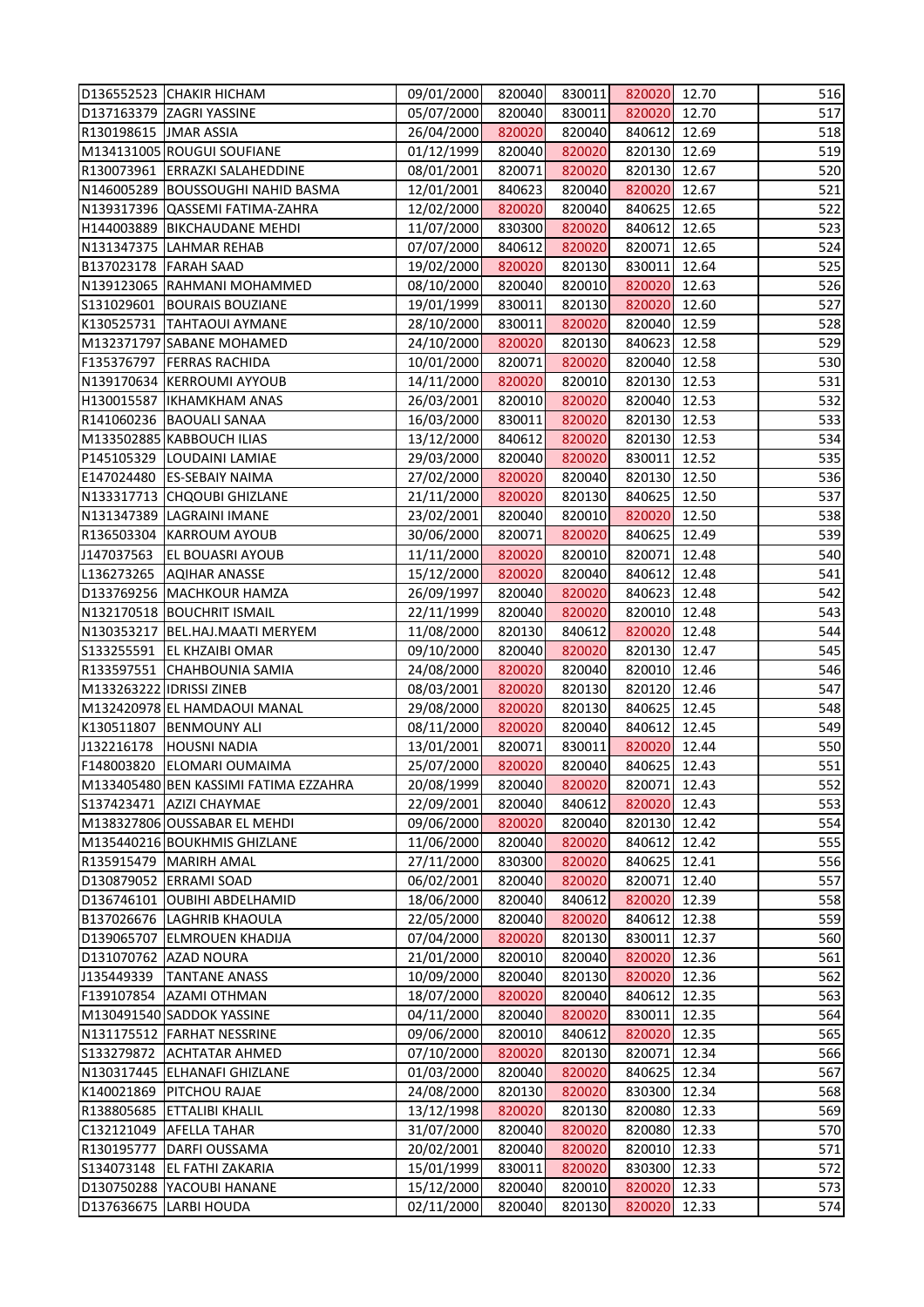| | | | | | | | |
|---|---|---|---|---|---|---|---|
| D136552523 | CHAKIR HICHAM | 09/01/2000 | 820040 | 830011 | 820020 | 12.70 | 516 |
| D137163379 | ZAGRI YASSINE | 05/07/2000 | 820040 | 830011 | 820020 | 12.70 | 517 |
| R130198615 | JMAR ASSIA | 26/04/2000 | 820020 | 820040 | 840612 | 12.69 | 518 |
| M134131005 | ROUGUI SOUFIANE | 01/12/1999 | 820040 | 820020 | 820130 | 12.69 | 519 |
| R130073961 | ERRAZKI SALAHEDDINE | 08/01/2001 | 820071 | 820020 | 820130 | 12.67 | 520 |
| N146005289 | BOUSSOUGHI NAHID BASMA | 12/01/2001 | 840623 | 820040 | 820020 | 12.67 | 521 |
| N139317396 | QASSEMI FATIMA-ZAHRA | 12/02/2000 | 820020 | 820040 | 840625 | 12.65 | 522 |
| H144003889 | BIKCHAUDANE MEHDI | 11/07/2000 | 830300 | 820020 | 840612 | 12.65 | 523 |
| N131347375 | LAHMAR REHAB | 07/07/2000 | 840612 | 820020 | 820071 | 12.65 | 524 |
| B137023178 | FARAH SAAD | 19/02/2000 | 820020 | 820130 | 830011 | 12.64 | 525 |
| N139123065 | RAHMANI MOHAMMED | 08/10/2000 | 820040 | 820010 | 820020 | 12.63 | 526 |
| S131029601 | BOURAIS BOUZIANE | 19/01/1999 | 830011 | 820130 | 820020 | 12.60 | 527 |
| K130525731 | TAHTAOUI AYMANE | 28/10/2000 | 830011 | 820020 | 820040 | 12.59 | 528 |
| M132371797 | SABANE MOHAMED | 24/10/2000 | 820020 | 820130 | 840623 | 12.58 | 529 |
| F135376797 | FERRAS RACHIDA | 10/01/2000 | 820071 | 820020 | 820040 | 12.58 | 530 |
| N139170634 | KERROUMI AYYOUB | 14/11/2000 | 820020 | 820010 | 820130 | 12.53 | 531 |
| H130015587 | IKHAMKHAM ANAS | 26/03/2001 | 820010 | 820020 | 820040 | 12.53 | 532 |
| R141060236 | BAOUALI SANAA | 16/03/2000 | 830011 | 820020 | 820130 | 12.53 | 533 |
| M133502885 | KABBOUCH ILIAS | 13/12/2000 | 840612 | 820020 | 820130 | 12.53 | 534 |
| P145105329 | LOUDAINI LAMIAE | 29/03/2000 | 820040 | 820020 | 830011 | 12.52 | 535 |
| E147024480 | ES-SEBAIY NAIMA | 27/02/2000 | 820020 | 820040 | 820130 | 12.50 | 536 |
| N133317713 | CHQOUBI GHIZLANE | 21/11/2000 | 820020 | 820130 | 840625 | 12.50 | 537 |
| N131347389 | LAGRAINI IMANE | 23/02/2001 | 820040 | 820010 | 820020 | 12.50 | 538 |
| R136503304 | KARROUM AYOUB | 30/06/2000 | 820071 | 820020 | 840625 | 12.49 | 539 |
| J147037563 | EL BOUASRI AYOUB | 11/11/2000 | 820020 | 820010 | 820071 | 12.48 | 540 |
| L136273265 | AQIHAR ANASSE | 15/12/2000 | 820020 | 820040 | 840612 | 12.48 | 541 |
| D133769256 | MACHKOUR HAMZA | 26/09/1997 | 820040 | 820020 | 840623 | 12.48 | 542 |
| N132170518 | BOUCHRIT ISMAIL | 22/11/1999 | 820040 | 820020 | 820010 | 12.48 | 543 |
| N130353217 | BEL.HAJ.MAATI MERYEM | 11/08/2000 | 820130 | 840612 | 820020 | 12.48 | 544 |
| S133255591 | EL KHZAIBI OMAR | 09/10/2000 | 820040 | 820020 | 820130 | 12.47 | 545 |
| R133597551 | CHAHBOUNIA SAMIA | 24/08/2000 | 820020 | 820040 | 820010 | 12.46 | 546 |
| M133263222 | IDRISSI ZINEB | 08/03/2001 | 820020 | 820130 | 820120 | 12.46 | 547 |
| M132420978 | EL HAMDAOUI MANAL | 29/08/2000 | 820020 | 820130 | 840625 | 12.45 | 548 |
| K130511807 | BENMOUNY ALI | 08/11/2000 | 820020 | 820040 | 840612 | 12.45 | 549 |
| J132216178 | HOUSNI NADIA | 13/01/2001 | 820071 | 830011 | 820020 | 12.44 | 550 |
| F148003820 | ELOMARI OUMAIMA | 25/07/2000 | 820020 | 820040 | 840625 | 12.43 | 551 |
| M133405480 | BEN KASSIMI FATIMA EZZAHRA | 20/08/1999 | 820040 | 820020 | 820071 | 12.43 | 552 |
| S137423471 | AZIZI CHAYMAE | 22/09/2001 | 820040 | 840612 | 820020 | 12.43 | 553 |
| M138327806 | OUSSABAR EL MEHDI | 09/06/2000 | 820020 | 820040 | 820130 | 12.42 | 554 |
| M135440216 | BOUKHMIS GHIZLANE | 11/06/2000 | 820040 | 820020 | 840612 | 12.42 | 555 |
| R135915479 | MARIRH AMAL | 27/11/2000 | 830300 | 820020 | 840625 | 12.41 | 556 |
| D130879052 | ERRAMI SOAD | 06/02/2001 | 820040 | 820020 | 820071 | 12.40 | 557 |
| D136746101 | OUBIHI ABDELHAMID | 18/06/2000 | 820040 | 840612 | 820020 | 12.39 | 558 |
| B137026676 | LAGHRIB KHAOULA | 22/05/2000 | 820040 | 820020 | 840612 | 12.38 | 559 |
| D139065707 | ELMROUEN KHADIJA | 07/04/2000 | 820020 | 820130 | 830011 | 12.37 | 560 |
| D131070762 | AZAD NOURA | 21/01/2000 | 820010 | 820040 | 820020 | 12.36 | 561 |
| J135449339 | TANTANE ANASS | 10/09/2000 | 820040 | 820130 | 820020 | 12.36 | 562 |
| F139107854 | AZAMI OTHMAN | 18/07/2000 | 820020 | 820040 | 840612 | 12.35 | 563 |
| M130491540 | SADDOK YASSINE | 04/11/2000 | 820040 | 820020 | 830011 | 12.35 | 564 |
| N131175512 | FARHAT NESSRINE | 09/06/2000 | 820010 | 840612 | 820020 | 12.35 | 565 |
| S133279872 | ACHTATAR AHMED | 07/10/2000 | 820020 | 820130 | 820071 | 12.34 | 566 |
| N130317445 | ELHANAFI GHIZLANE | 01/03/2000 | 820040 | 820020 | 840625 | 12.34 | 567 |
| K140021869 | PITCHOU RAJAE | 24/08/2000 | 820130 | 820020 | 830300 | 12.34 | 568 |
| R138805685 | ETTALIBI KHALIL | 13/12/1998 | 820020 | 820130 | 820080 | 12.33 | 569 |
| C132121049 | AFELLA TAHAR | 31/07/2000 | 820040 | 820020 | 820080 | 12.33 | 570 |
| R130195777 | DARFI OUSSAMA | 20/02/2001 | 820040 | 820020 | 820010 | 12.33 | 571 |
| S134073148 | EL FATHI ZAKARIA | 15/01/1999 | 830011 | 820020 | 830300 | 12.33 | 572 |
| D130750288 | YACOUBI HANANE | 15/12/2000 | 820040 | 820010 | 820020 | 12.33 | 573 |
| D137636675 | LARBI HOUDA | 02/11/2000 | 820040 | 820130 | 820020 | 12.33 | 574 |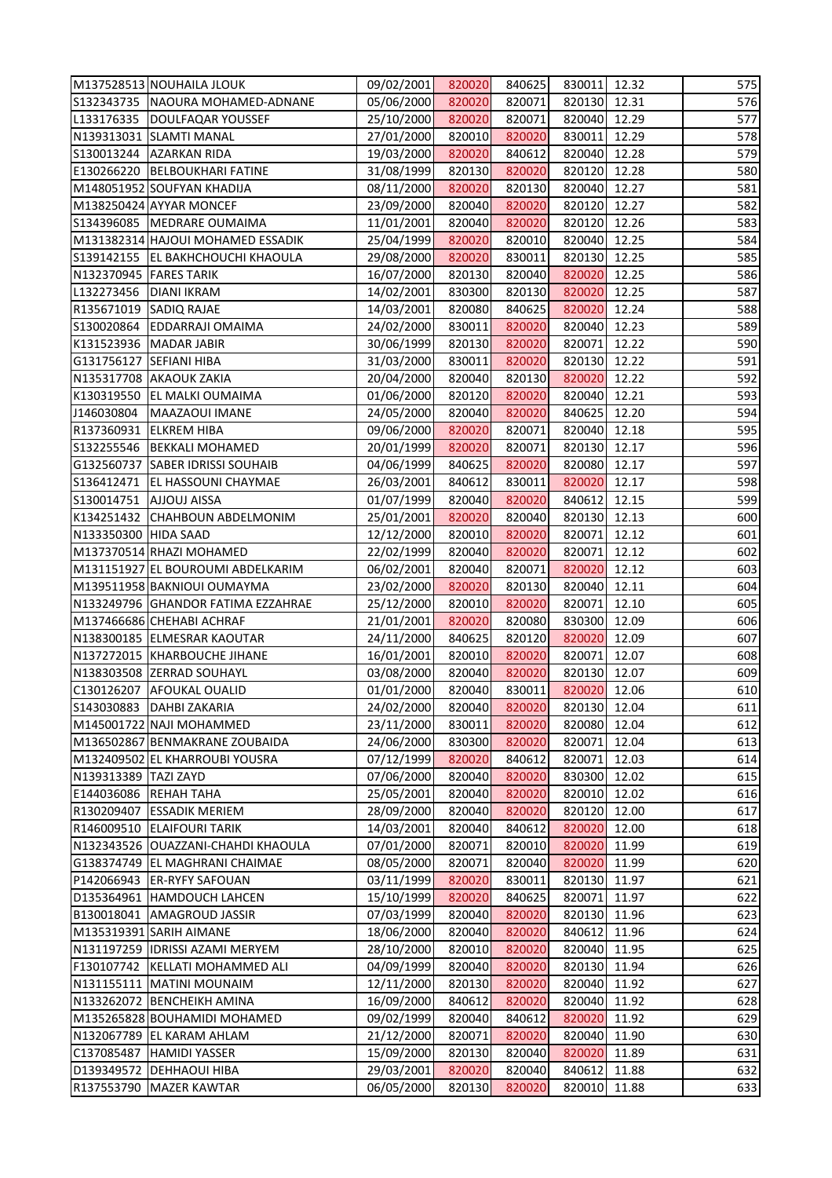| | | | | | | | |
|---|---|---|---|---|---|---|---|
| M137528513 | NOUHAILA JLOUK | 09/02/2001 | 820020 | 840625 | 830011 | 12.32 | 575 |
| S132343735 | NAOURA MOHAMED-ADNANE | 05/06/2000 | 820020 | 820071 | 820130 | 12.31 | 576 |
| L133176335 | DOULFAQAR YOUSSEF | 25/10/2000 | 820020 | 820071 | 820040 | 12.29 | 577 |
| N139313031 | SLAMTI MANAL | 27/01/2000 | 820010 | 820020 | 830011 | 12.29 | 578 |
| S130013244 | AZARKAN RIDA | 19/03/2000 | 820020 | 840612 | 820040 | 12.28 | 579 |
| E130266220 | BELBOUKHARI FATINE | 31/08/1999 | 820130 | 820020 | 820120 | 12.28 | 580 |
| M148051952 | SOUFYAN KHADIJA | 08/11/2000 | 820020 | 820130 | 820040 | 12.27 | 581 |
| M138250424 | AYYAR MONCEF | 23/09/2000 | 820040 | 820020 | 820120 | 12.27 | 582 |
| S134396085 | MEDRARE OUMAIMA | 11/01/2001 | 820040 | 820020 | 820120 | 12.26 | 583 |
| M131382314 | HAJOUI MOHAMED ESSADIK | 25/04/1999 | 820020 | 820010 | 820040 | 12.25 | 584 |
| S139142155 | EL BAKHCHOUCHI KHAOULA | 29/08/2000 | 820020 | 830011 | 820130 | 12.25 | 585 |
| N132370945 | FARES TARIK | 16/07/2000 | 820130 | 820040 | 820020 | 12.25 | 586 |
| L132273456 | DIANI IKRAM | 14/02/2001 | 830300 | 820130 | 820020 | 12.25 | 587 |
| R135671019 | SADIQ RAJAE | 14/03/2001 | 820080 | 840625 | 820020 | 12.24 | 588 |
| S130020864 | EDDARRAJI OMAIMA | 24/02/2000 | 830011 | 820020 | 820040 | 12.23 | 589 |
| K131523936 | MADAR JABIR | 30/06/1999 | 820130 | 820020 | 820071 | 12.22 | 590 |
| G131756127 | SEFIANI HIBA | 31/03/2000 | 830011 | 820020 | 820130 | 12.22 | 591 |
| N135317708 | AKAOUK ZAKIA | 20/04/2000 | 820040 | 820130 | 820020 | 12.22 | 592 |
| K130319550 | EL MALKI OUMAIMA | 01/06/2000 | 820120 | 820020 | 820040 | 12.21 | 593 |
| J146030804 | MAAZAOUI IMANE | 24/05/2000 | 820040 | 820020 | 840625 | 12.20 | 594 |
| R137360931 | ELKREM HIBA | 09/06/2000 | 820020 | 820071 | 820040 | 12.18 | 595 |
| S132255546 | BEKKALI MOHAMED | 20/01/1999 | 820020 | 820071 | 820130 | 12.17 | 596 |
| G132560737 | SABER IDRISSI SOUHAIB | 04/06/1999 | 840625 | 820020 | 820080 | 12.17 | 597 |
| S136412471 | EL HASSOUNI CHAYMAE | 26/03/2001 | 840612 | 830011 | 820020 | 12.17 | 598 |
| S130014751 | AJJOUJ AISSA | 01/07/1999 | 820040 | 820020 | 840612 | 12.15 | 599 |
| K134251432 | CHAHBOUN ABDELMONIM | 25/01/2001 | 820020 | 820040 | 820130 | 12.13 | 600 |
| N133350300 | HIDA SAAD | 12/12/2000 | 820010 | 820020 | 820071 | 12.12 | 601 |
| M137370514 | RHAZI MOHAMED | 22/02/1999 | 820040 | 820020 | 820071 | 12.12 | 602 |
| M131151927 | EL BOUROUMI ABDELKARIM | 06/02/2001 | 820040 | 820071 | 820020 | 12.12 | 603 |
| M139511958 | BAKNIOUI OUMAYMA | 23/02/2000 | 820020 | 820130 | 820040 | 12.11 | 604 |
| N133249796 | GHANDOR FATIMA EZZAHRAE | 25/12/2000 | 820010 | 820020 | 820071 | 12.10 | 605 |
| M137466686 | CHEHABI ACHRAF | 21/01/2001 | 820020 | 820080 | 830300 | 12.09 | 606 |
| N138300185 | ELMESRAR KAOUTAR | 24/11/2000 | 840625 | 820120 | 820020 | 12.09 | 607 |
| N137272015 | KHARBOUCHE JIHANE | 16/01/2001 | 820010 | 820020 | 820071 | 12.07 | 608 |
| N138303508 | ZERRAD SOUHAYL | 03/08/2000 | 820040 | 820020 | 820130 | 12.07 | 609 |
| C130126207 | AFOUKAL OUALID | 01/01/2000 | 820040 | 830011 | 820020 | 12.06 | 610 |
| S143030883 | DAHBI ZAKARIA | 24/02/2000 | 820040 | 820020 | 820130 | 12.04 | 611 |
| M145001722 | NAJI MOHAMMED | 23/11/2000 | 830011 | 820020 | 820080 | 12.04 | 612 |
| M136502867 | BENMAKRANE ZOUBAIDA | 24/06/2000 | 830300 | 820020 | 820071 | 12.04 | 613 |
| M132409502 | EL KHARROUBI YOUSRA | 07/12/1999 | 820020 | 840612 | 820071 | 12.03 | 614 |
| N139313389 | TAZI ZAYD | 07/06/2000 | 820040 | 820020 | 830300 | 12.02 | 615 |
| E144036086 | REHAH TAHA | 25/05/2001 | 820040 | 820020 | 820010 | 12.02 | 616 |
| R130209407 | ESSADIK MERIEM | 28/09/2000 | 820040 | 820020 | 820120 | 12.00 | 617 |
| R146009510 | ELAIFOURI TARIK | 14/03/2001 | 820040 | 840612 | 820020 | 12.00 | 618 |
| N132343526 | OUAZZANI-CHAHDI KHAOULA | 07/01/2000 | 820071 | 820010 | 820020 | 11.99 | 619 |
| G138374749 | EL MAGHRANI CHAIMAE | 08/05/2000 | 820071 | 820040 | 820020 | 11.99 | 620 |
| P142066943 | ER-RYFY SAFOUAN | 03/11/1999 | 820020 | 830011 | 820130 | 11.97 | 621 |
| D135364961 | HAMDOUCH LAHCEN | 15/10/1999 | 820020 | 840625 | 820071 | 11.97 | 622 |
| B130018041 | AMAGROUD JASSIR | 07/03/1999 | 820040 | 820020 | 820130 | 11.96 | 623 |
| M135319391 | SARIH AIMANE | 18/06/2000 | 820040 | 820020 | 840612 | 11.96 | 624 |
| N131197259 | IDRISSI AZAMI MERYEM | 28/10/2000 | 820010 | 820020 | 820040 | 11.95 | 625 |
| F130107742 | KELLATI MOHAMMED ALI | 04/09/1999 | 820040 | 820020 | 820130 | 11.94 | 626 |
| N131155111 | MATINI MOUNAIM | 12/11/2000 | 820130 | 820020 | 820040 | 11.92 | 627 |
| N133262072 | BENCHEIKH AMINA | 16/09/2000 | 840612 | 820020 | 820040 | 11.92 | 628 |
| M135265828 | BOUHAMIDI MOHAMED | 09/02/1999 | 820040 | 840612 | 820020 | 11.92 | 629 |
| N132067789 | EL KARAM AHLAM | 21/12/2000 | 820071 | 820020 | 820040 | 11.90 | 630 |
| C137085487 | HAMIDI YASSER | 15/09/2000 | 820130 | 820040 | 820020 | 11.89 | 631 |
| D139349572 | DEHHAOUI HIBA | 29/03/2001 | 820020 | 820040 | 840612 | 11.88 | 632 |
| R137553790 | MAZER KAWTAR | 06/05/2000 | 820130 | 820020 | 820010 | 11.88 | 633 |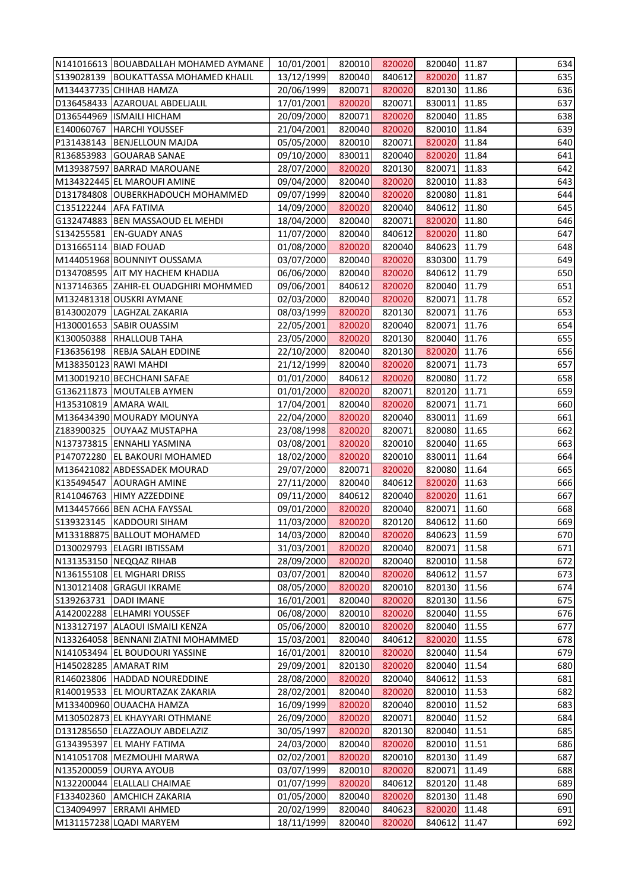| | | | | | | | |
|---|---|---|---|---|---|---|---|
| N141016613 | BOUABDALLAH MOHAMED AYMANE | 10/01/2001 | 820010 | 820020 | 820040 | 11.87 | 634 |
| S139028139 | BOUKATTASSA MOHAMED KHALIL | 13/12/1999 | 820040 | 840612 | 820020 | 11.87 | 635 |
| M134437735 | CHIHAB HAMZA | 20/06/1999 | 820071 | 820020 | 820130 | 11.86 | 636 |
| D136458433 | AZAROUAL ABDELJALIL | 17/01/2001 | 820020 | 820071 | 830011 | 11.85 | 637 |
| D136544969 | ISMAILI HICHAM | 20/09/2000 | 820071 | 820020 | 820040 | 11.85 | 638 |
| E140060767 | HARCHI YOUSSEF | 21/04/2001 | 820040 | 820020 | 820010 | 11.84 | 639 |
| P131438143 | BENJELLOUN MAJDA | 05/05/2000 | 820010 | 820071 | 820020 | 11.84 | 640 |
| R136853983 | GOUARAB SANAE | 09/10/2000 | 830011 | 820040 | 820020 | 11.84 | 641 |
| M139387597 | BARRAD MAROUANE | 28/07/2000 | 820020 | 820130 | 820071 | 11.83 | 642 |
| M134322445 | EL MAROUFI AMINE | 09/04/2000 | 820040 | 820020 | 820010 | 11.83 | 643 |
| D131784808 | OUBERKHADOUCH MOHAMMED | 09/07/1999 | 820040 | 820020 | 820080 | 11.81 | 644 |
| C135122244 | AFA FATIMA | 14/09/2000 | 820020 | 820040 | 840612 | 11.80 | 645 |
| G132474883 | BEN MASSAOUD EL MEHDI | 18/04/2000 | 820040 | 820071 | 820020 | 11.80 | 646 |
| S134255581 | EN-GUADY ANAS | 11/07/2000 | 820040 | 840612 | 820020 | 11.80 | 647 |
| D131665114 | BIAD FOUAD | 01/08/2000 | 820020 | 820040 | 840623 | 11.79 | 648 |
| M144051968 | BOUNNIYT OUSSAMA | 03/07/2000 | 820040 | 820020 | 830300 | 11.79 | 649 |
| D134708595 | AIT MY HACHEM KHADIJA | 06/06/2000 | 820040 | 820020 | 840612 | 11.79 | 650 |
| N137146365 | ZAHIR-EL OUADGHIRI MOHMMED | 09/06/2001 | 840612 | 820020 | 820040 | 11.79 | 651 |
| M132481318 | OUSKRI AYMANE | 02/03/2000 | 820040 | 820020 | 820071 | 11.78 | 652 |
| B143002079 | LAGHZAL ZAKARIA | 08/03/1999 | 820020 | 820130 | 820071 | 11.76 | 653 |
| H130001653 | SABIR OUASSIM | 22/05/2001 | 820020 | 820040 | 820071 | 11.76 | 654 |
| K130050388 | RHALLOUB TAHA | 23/05/2000 | 820020 | 820130 | 820040 | 11.76 | 655 |
| F136356198 | REBJA SALAH EDDINE | 22/10/2000 | 820040 | 820130 | 820020 | 11.76 | 656 |
| M138350123 | RAWI MAHDI | 21/12/1999 | 820040 | 820020 | 820071 | 11.73 | 657 |
| M130019210 | BECHCHANI SAFAE | 01/01/2000 | 840612 | 820020 | 820080 | 11.72 | 658 |
| G136211873 | MOUTALEB AYMEN | 01/01/2000 | 820020 | 820071 | 820120 | 11.71 | 659 |
| H135310819 | AMARA WAIL | 17/04/2001 | 820040 | 820020 | 820071 | 11.71 | 660 |
| M136434390 | MOURADY MOUNYA | 22/04/2000 | 820020 | 820040 | 830011 | 11.69 | 661 |
| Z183900325 | OUYAAZ MUSTAPHA | 23/08/1998 | 820020 | 820071 | 820080 | 11.65 | 662 |
| N137373815 | ENNAHLI YASMINA | 03/08/2001 | 820020 | 820010 | 820040 | 11.65 | 663 |
| P147072280 | EL BAKOURI MOHAMED | 18/02/2000 | 820020 | 820010 | 830011 | 11.64 | 664 |
| M136421082 | ABDESSADEK MOURAD | 29/07/2000 | 820071 | 820020 | 820080 | 11.64 | 665 |
| K135494547 | AOURAGH AMINE | 27/11/2000 | 820040 | 840612 | 820020 | 11.63 | 666 |
| R141046763 | HIMY AZZEDDINE | 09/11/2000 | 840612 | 820040 | 820020 | 11.61 | 667 |
| M134457666 | BEN ACHA FAYSSAL | 09/01/2000 | 820020 | 820040 | 820071 | 11.60 | 668 |
| S139323145 | KADDOURI SIHAM | 11/03/2000 | 820020 | 820120 | 840612 | 11.60 | 669 |
| M133188875 | BALLOUT MOHAMED | 14/03/2000 | 820040 | 820020 | 840623 | 11.59 | 670 |
| D130029793 | ELAGRI IBTISSAM | 31/03/2001 | 820020 | 820040 | 820071 | 11.58 | 671 |
| N131353150 | NEQQAZ RIHAB | 28/09/2000 | 820020 | 820040 | 820010 | 11.58 | 672 |
| N136155108 | EL MGHARI DRISS | 03/07/2001 | 820040 | 820020 | 840612 | 11.57 | 673 |
| N130121408 | GRAGUI IKRAME | 08/05/2000 | 820020 | 820010 | 820130 | 11.56 | 674 |
| S139263731 | DADI IMANE | 16/01/2001 | 820040 | 820020 | 820130 | 11.56 | 675 |
| A142002288 | ELHAMRI YOUSSEF | 06/08/2000 | 820010 | 820020 | 820040 | 11.55 | 676 |
| N133127197 | ALAOUI ISMAILI KENZA | 05/06/2000 | 820010 | 820020 | 820040 | 11.55 | 677 |
| N133264058 | BENNANI ZIATNI MOHAMMED | 15/03/2001 | 820040 | 840612 | 820020 | 11.55 | 678 |
| N141053494 | EL BOUDOURI YASSINE | 16/01/2001 | 820010 | 820020 | 820040 | 11.54 | 679 |
| H145028285 | AMARAT RIM | 29/09/2001 | 820130 | 820020 | 820040 | 11.54 | 680 |
| R146023806 | HADDAD NOUREDDINE | 28/08/2000 | 820020 | 820040 | 840612 | 11.53 | 681 |
| R140019533 | EL MOURTAZAK ZAKARIA | 28/02/2001 | 820040 | 820020 | 820010 | 11.53 | 682 |
| M133400960 | OUAACHA HAMZA | 16/09/1999 | 820020 | 820040 | 820010 | 11.52 | 683 |
| M130502873 | EL KHAYYARI OTHMANE | 26/09/2000 | 820020 | 820071 | 820040 | 11.52 | 684 |
| D131285650 | ELAZZAOUY ABDELAZIZ | 30/05/1997 | 820020 | 820130 | 820040 | 11.51 | 685 |
| G134395397 | EL MAHY FATIMA | 24/03/2000 | 820040 | 820020 | 820010 | 11.51 | 686 |
| N141051708 | MEZMOUHI MARWA | 02/02/2001 | 820020 | 820010 | 820130 | 11.49 | 687 |
| N135200059 | OURYA AYOUB | 03/07/1999 | 820010 | 820020 | 820071 | 11.49 | 688 |
| N132200044 | ELALLALI CHAIMAE | 01/07/1999 | 820020 | 840612 | 820120 | 11.48 | 689 |
| F133402360 | AMCHICH ZAKARIA | 01/05/2000 | 820040 | 820020 | 820130 | 11.48 | 690 |
| C134094997 | ERRAMI AHMED | 20/02/1999 | 820040 | 840623 | 820020 | 11.48 | 691 |
| M131157238 | LQADI MARYEM | 18/11/1999 | 820040 | 820020 | 840612 | 11.47 | 692 |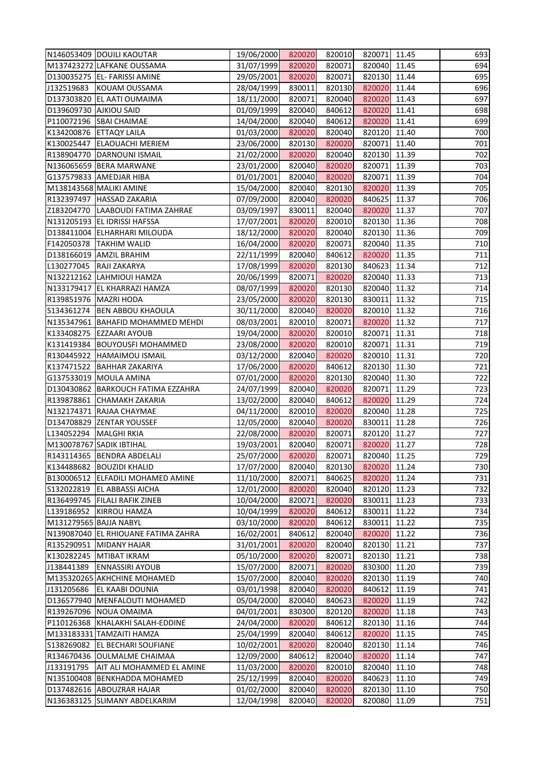| | | | | | | | |
|---|---|---|---|---|---|---|---|
| N146053409 | DOUILI KAOUTAR | 19/06/2000 | 820020 | 820010 | 820071 | 11.45 | 693 |
| M137423272 | LAFKANE OUSSAMA | 31/07/1999 | 820020 | 820071 | 820040 | 11.45 | 694 |
| D130035275 | EL- FARISSI AMINE | 29/05/2001 | 820020 | 820071 | 820130 | 11.44 | 695 |
| J132519683 | KOUAM OUSSAMA | 28/04/1999 | 830011 | 820130 | 820020 | 11.44 | 696 |
| D137303820 | EL AATI OUMAIMA | 18/11/2000 | 820071 | 820040 | 820020 | 11.43 | 697 |
| D139609730 | AJKIOU SAID | 01/09/1999 | 820040 | 840612 | 820020 | 11.41 | 698 |
| P110072196 | SBAI CHAIMAE | 14/04/2000 | 820040 | 840612 | 820020 | 11.41 | 699 |
| K134200876 | ETTAQY LAILA | 01/03/2000 | 820020 | 820040 | 820120 | 11.40 | 700 |
| K130025447 | ELAOUACHI MERIEM | 23/06/2000 | 820130 | 820020 | 820071 | 11.40 | 701 |
| R138904770 | DARNOUNI ISMAIL | 21/02/2000 | 820020 | 820040 | 820130 | 11.39 | 702 |
| N136065659 | BERA MARWANE | 23/01/2000 | 820040 | 820020 | 820071 | 11.39 | 703 |
| G137579833 | AMEDJAR HIBA | 01/01/2001 | 820040 | 820020 | 820071 | 11.39 | 704 |
| M138143568 | MALIKI AMINE | 15/04/2000 | 820040 | 820130 | 820020 | 11.39 | 705 |
| R132397497 | HASSAD ZAKARIA | 07/09/2000 | 820040 | 820020 | 840625 | 11.37 | 706 |
| Z183204770 | LAABOUDI FATIMA ZAHRAE | 03/09/1997 | 830011 | 820040 | 820020 | 11.37 | 707 |
| N131205193 | EL IDRISSI HAFSSA | 17/07/2001 | 820020 | 820010 | 820130 | 11.36 | 708 |
| D138411004 | ELHARHARI MILOUDA | 18/12/2000 | 820020 | 820040 | 820130 | 11.36 | 709 |
| F142050378 | TAKHIM WALID | 16/04/2000 | 820020 | 820071 | 820040 | 11.35 | 710 |
| D138166019 | AMZIL BRAHIM | 22/11/1999 | 820040 | 840612 | 820020 | 11.35 | 711 |
| L130277045 | RAJI ZAKARYA | 17/08/1999 | 820020 | 820130 | 840623 | 11.34 | 712 |
| N132212162 | LAHMIOUI HAMZA | 20/06/1999 | 820071 | 820020 | 820040 | 11.33 | 713 |
| N133179417 | EL KHARRAZI HAMZA | 08/07/1999 | 820020 | 820130 | 820040 | 11.32 | 714 |
| R139851976 | MAZRI HODA | 23/05/2000 | 820020 | 820130 | 830011 | 11.32 | 715 |
| S134361274 | BEN ABBOU KHAOULA | 30/11/2000 | 820040 | 820020 | 820010 | 11.32 | 716 |
| N135347961 | BAHAFID MOHAMMED MEHDI | 08/03/2001 | 820010 | 820071 | 820020 | 11.32 | 717 |
| K133408275 | EZZAARI AYOUB | 19/04/2000 | 820020 | 820010 | 820071 | 11.31 | 718 |
| K131419384 | BOUYOUSFI MOHAMMED | 23/08/2000 | 820020 | 820010 | 820071 | 11.31 | 719 |
| R130445922 | HAMAIMOU ISMAIL | 03/12/2000 | 820040 | 820020 | 820010 | 11.31 | 720 |
| K137471522 | BAHHAR ZAKARIYA | 17/06/2000 | 820020 | 840612 | 820130 | 11.30 | 721 |
| G137533019 | MOULA AMINA | 07/01/2000 | 820020 | 820130 | 820040 | 11.30 | 722 |
| D130430862 | BARKOUCH FATIMA EZZAHRA | 24/07/1999 | 820040 | 820020 | 820071 | 11.29 | 723 |
| R139878861 | CHAMAKH ZAKARIA | 13/02/2000 | 820040 | 840612 | 820020 | 11.29 | 724 |
| N132174371 | RAJAA CHAYMAE | 04/11/2000 | 820010 | 820020 | 820040 | 11.28 | 725 |
| D134708829 | ZENTAR YOUSSEF | 12/05/2000 | 820040 | 820020 | 830011 | 11.28 | 726 |
| L134052294 | MALGHI RKIA | 22/08/2000 | 820020 | 820071 | 820120 | 11.27 | 727 |
| M130078767 | SADIK IBTIHAL | 19/03/2001 | 820040 | 820071 | 820020 | 11.27 | 728 |
| R143114365 | BENDRA ABDELALI | 25/07/2000 | 820020 | 820071 | 820040 | 11.25 | 729 |
| K134488682 | BOUZIDI KHALID | 17/07/2000 | 820040 | 820130 | 820020 | 11.24 | 730 |
| B130006512 | ELFADILI MOHAMED AMINE | 11/10/2000 | 820071 | 840625 | 820020 | 11.24 | 731 |
| S132022819 | EL ABBASSI AICHA | 12/01/2000 | 820020 | 820040 | 820120 | 11.23 | 732 |
| R136499745 | FILALI RAFIK ZINEB | 10/04/2000 | 820071 | 820020 | 830011 | 11.23 | 733 |
| L139186952 | KIRROU HAMZA | 10/04/1999 | 820020 | 840612 | 830011 | 11.22 | 734 |
| M131279565 | BAJJA NABYL | 03/10/2000 | 820020 | 840612 | 830011 | 11.22 | 735 |
| N139087040 | EL RHIOUANE FATIMA ZAHRA | 16/02/2001 | 840612 | 820040 | 820020 | 11.22 | 736 |
| R135290951 | MIDANY HAJAR | 31/01/2001 | 820020 | 820040 | 820130 | 11.21 | 737 |
| K130282245 | MTIBAT IKRAM | 05/10/2000 | 820020 | 820071 | 820130 | 11.21 | 738 |
| J138441389 | ENNASSIRI AYOUB | 15/07/2000 | 820071 | 820020 | 830300 | 11.20 | 739 |
| M135320265 | AKHCHINE MOHAMED | 15/07/2000 | 820040 | 820020 | 820130 | 11.19 | 740 |
| J131205686 | EL KAABI DOUNIA | 03/01/1998 | 820040 | 820020 | 840612 | 11.19 | 741 |
| D136577940 | MENFALOUTI MOHAMED | 05/04/2000 | 820040 | 840623 | 820020 | 11.19 | 742 |
| R139267096 | NOUA OMAIMA | 04/01/2001 | 830300 | 820120 | 820020 | 11.18 | 743 |
| P110126368 | KHALAKHI SALAH-EDDINE | 24/04/2000 | 820020 | 840612 | 820130 | 11.16 | 744 |
| M133183331 | TAMZAITI HAMZA | 25/04/1999 | 820040 | 840612 | 820020 | 11.15 | 745 |
| S138269082 | EL BECHARI SOUFIANE | 10/02/2001 | 820020 | 820040 | 820130 | 11.14 | 746 |
| R134670436 | OULMALME CHAIMAA | 12/09/2000 | 840612 | 820040 | 820020 | 11.14 | 747 |
| J133191795 | AIT ALI MOHAMMED EL AMINE | 11/03/2000 | 820020 | 820010 | 820040 | 11.10 | 748 |
| N135100408 | BENKHADDA MOHAMED | 25/12/1999 | 820040 | 820020 | 840623 | 11.10 | 749 |
| D137482616 | ABOUZRAR HAJAR | 01/02/2000 | 820040 | 820020 | 820130 | 11.10 | 750 |
| N136383125 | SLIMANY ABDELKARIM | 12/04/1998 | 820040 | 820020 | 820080 | 11.09 | 751 |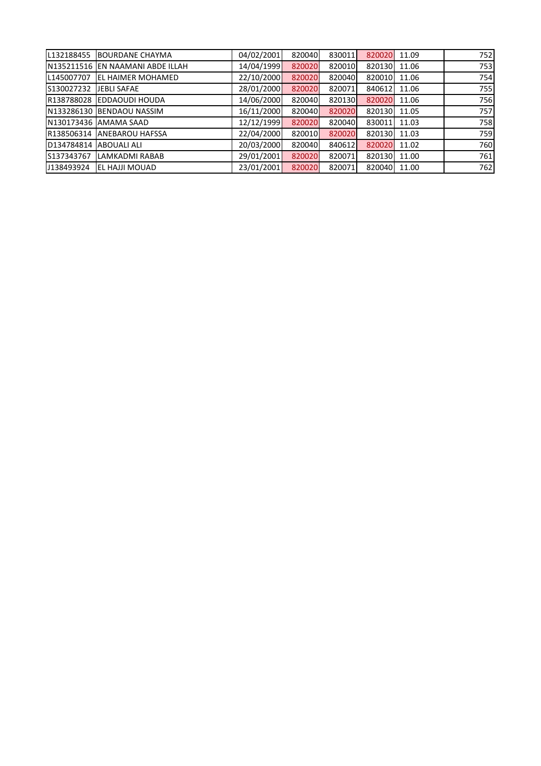| | | | | | | | |
|---|---|---|---|---|---|---|---|
| L132188455 | BOURDANE CHAYMA | 04/02/2001 | 820040 | 830011 | 820020 | 11.09 | 752 |
| N135211516 | EN NAAMANI ABDE ILLAH | 14/04/1999 | 820020 | 820010 | 820130 | 11.06 | 753 |
| L145007707 | EL HAIMER MOHAMED | 22/10/2000 | 820020 | 820040 | 820010 | 11.06 | 754 |
| S130027232 | JEBLI SAFAE | 28/01/2000 | 820020 | 820071 | 840612 | 11.06 | 755 |
| R138788028 | EDDAOUDI HOUDA | 14/06/2000 | 820040 | 820130 | 820020 | 11.06 | 756 |
| N133286130 | BENDAOU NASSIM | 16/11/2000 | 820040 | 820020 | 820130 | 11.05 | 757 |
| N130173436 | AMAMA SAAD | 12/12/1999 | 820020 | 820040 | 830011 | 11.03 | 758 |
| R138506314 | ANEBAROU HAFSSA | 22/04/2000 | 820010 | 820020 | 820130 | 11.03 | 759 |
| D134784814 | ABOUALI ALI | 20/03/2000 | 820040 | 840612 | 820020 | 11.02 | 760 |
| S137343767 | LAMKADMI RABAB | 29/01/2001 | 820020 | 820071 | 820130 | 11.00 | 761 |
| J138493924 | EL HAJJI MOUAD | 23/01/2001 | 820020 | 820071 | 820040 | 11.00 | 762 |